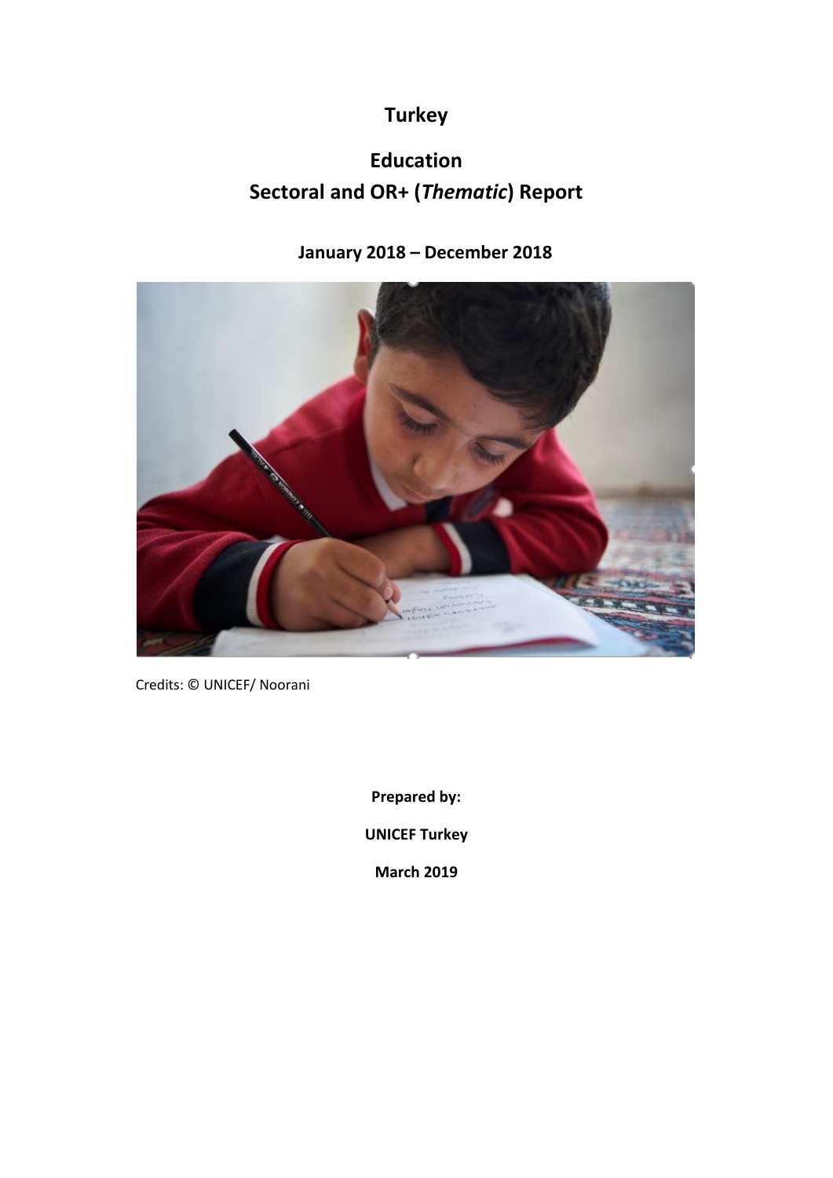# Turkey

# Education
# Sectoral and OR+ (*Thematic*) Report

## January 2018 – December 2018

Credits: © UNICEF/ Noorani

**Prepared by:**

**UNICEF Turkey**

**March 2019**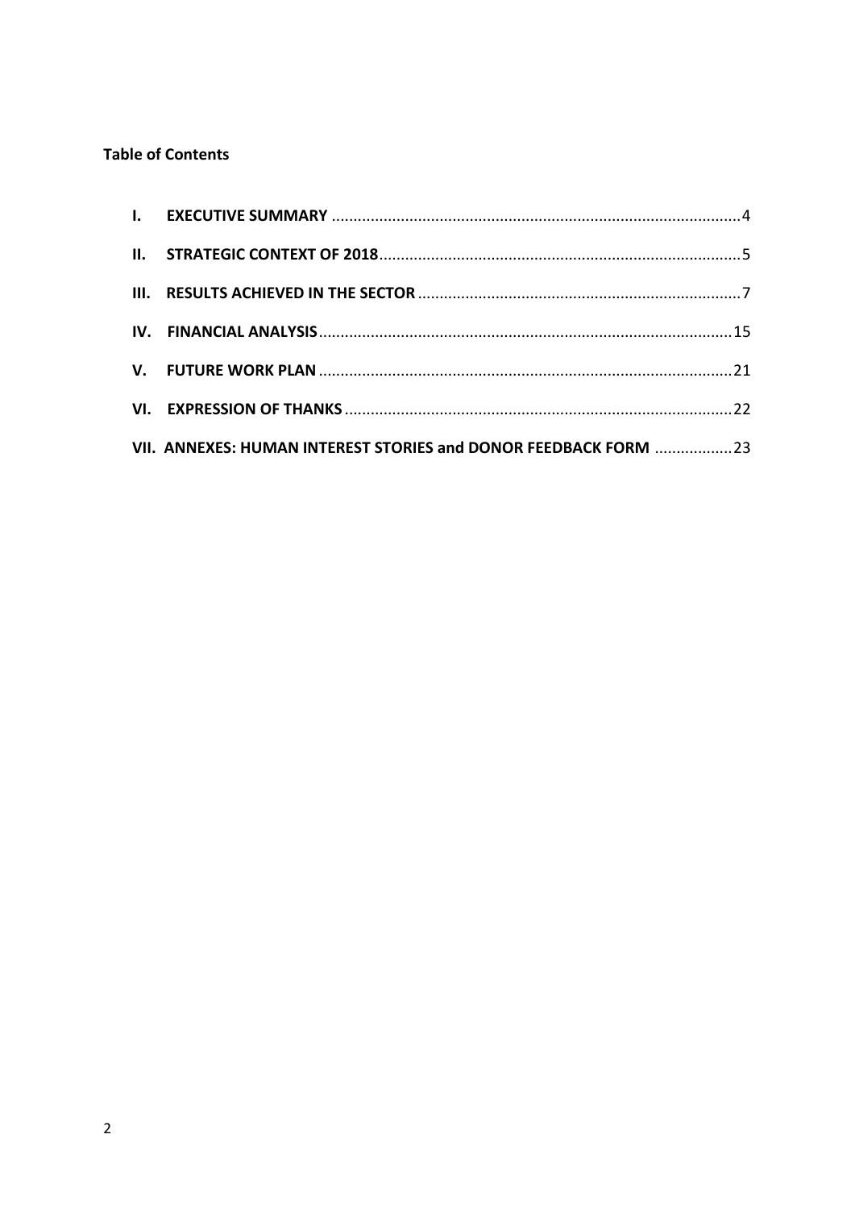**Table of Contents**

I. **EXECUTIVE SUMMARY** .......................................................................................... 4

II. **STRATEGIC CONTEXT OF 2018** .......................................................................... 5

III. **RESULTS ACHIEVED IN THE SECTOR** ................................................................. 7

IV. **FINANCIAL ANALYSIS** ...................................................................................... 15

V. **FUTURE WORK PLAN** ....................................................................................... 21

VI. **EXPRESSION OF THANKS** .................................................................................. 22

VII. **ANNEXES: HUMAN INTEREST STORIES and DONOR FEEDBACK FORM** ................. 23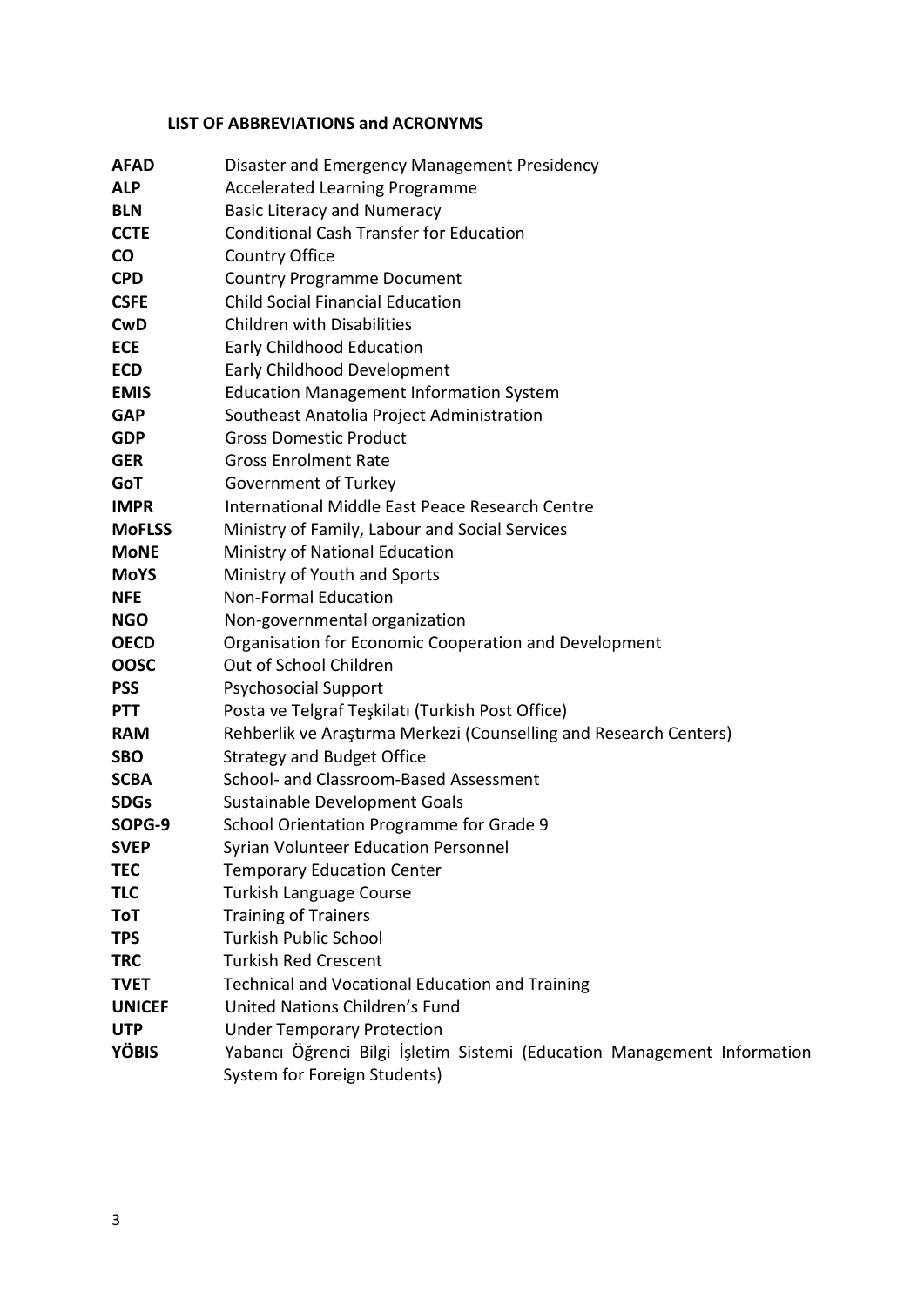## LIST OF ABBREVIATIONS and ACRONYMS

| | |
|---|---|
| **AFAD** | Disaster and Emergency Management Presidency |
| **ALP** | Accelerated Learning Programme |
| **BLN** | Basic Literacy and Numeracy |
| **CCTE** | Conditional Cash Transfer for Education |
| **CO** | Country Office |
| **CPD** | Country Programme Document |
| **CSFE** | Child Social Financial Education |
| **CwD** | Children with Disabilities |
| **ECE** | Early Childhood Education |
| **ECD** | Early Childhood Development |
| **EMIS** | Education Management Information System |
| **GAP** | Southeast Anatolia Project Administration |
| **GDP** | Gross Domestic Product |
| **GER** | Gross Enrolment Rate |
| **GoT** | Government of Turkey |
| **IMPR** | International Middle East Peace Research Centre |
| **MoFLSS** | Ministry of Family, Labour and Social Services |
| **MoNE** | Ministry of National Education |
| **MoYS** | Ministry of Youth and Sports |
| **NFE** | Non-Formal Education |
| **NGO** | Non-governmental organization |
| **OECD** | Organisation for Economic Cooperation and Development |
| **OOSC** | Out of School Children |
| **PSS** | Psychosocial Support |
| **PTT** | Posta ve Telgraf Teşkilatı (Turkish Post Office) |
| **RAM** | Rehberlik ve Araştırma Merkezi (Counselling and Research Centers) |
| **SBO** | Strategy and Budget Office |
| **SCBA** | School- and Classroom-Based Assessment |
| **SDGs** | Sustainable Development Goals |
| **SOPG-9** | School Orientation Programme for Grade 9 |
| **SVEP** | Syrian Volunteer Education Personnel |
| **TEC** | Temporary Education Center |
| **TLC** | Turkish Language Course |
| **ToT** | Training of Trainers |
| **TPS** | Turkish Public School |
| **TRC** | Turkish Red Crescent |
| **TVET** | Technical and Vocational Education and Training |
| **UNICEF** | United Nations Children's Fund |
| **UTP** | Under Temporary Protection |
| **YÖBIS** | Yabancı Öğrenci Bilgi İşletim Sistemi (Education Management Information System for Foreign Students) |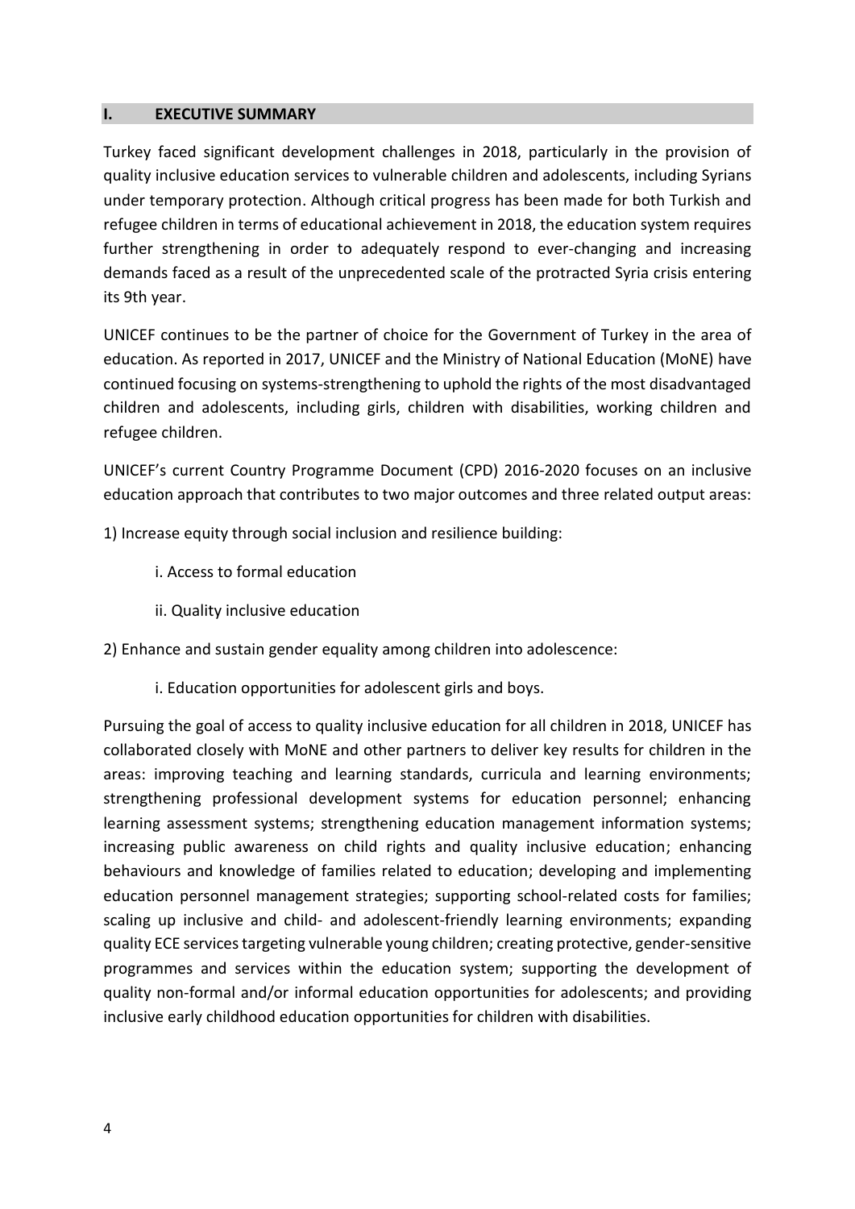## I. EXECUTIVE SUMMARY

Turkey faced significant development challenges in 2018, particularly in the provision of quality inclusive education services to vulnerable children and adolescents, including Syrians under temporary protection. Although critical progress has been made for both Turkish and refugee children in terms of educational achievement in 2018, the education system requires further strengthening in order to adequately respond to ever-changing and increasing demands faced as a result of the unprecedented scale of the protracted Syria crisis entering its 9th year.

UNICEF continues to be the partner of choice for the Government of Turkey in the area of education. As reported in 2017, UNICEF and the Ministry of National Education (MoNE) have continued focusing on systems-strengthening to uphold the rights of the most disadvantaged children and adolescents, including girls, children with disabilities, working children and refugee children.

UNICEF's current Country Programme Document (CPD) 2016-2020 focuses on an inclusive education approach that contributes to two major outcomes and three related output areas:

1) Increase equity through social inclusion and resilience building:

- i. Access to formal education
- ii. Quality inclusive education

2) Enhance and sustain gender equality among children into adolescence:

- i. Education opportunities for adolescent girls and boys.

Pursuing the goal of access to quality inclusive education for all children in 2018, UNICEF has collaborated closely with MoNE and other partners to deliver key results for children in the areas: improving teaching and learning standards, curricula and learning environments; strengthening professional development systems for education personnel; enhancing learning assessment systems; strengthening education management information systems; increasing public awareness on child rights and quality inclusive education; enhancing behaviours and knowledge of families related to education; developing and implementing education personnel management strategies; supporting school-related costs for families; scaling up inclusive and child- and adolescent-friendly learning environments; expanding quality ECE services targeting vulnerable young children; creating protective, gender-sensitive programmes and services within the education system; supporting the development of quality non-formal and/or informal education opportunities for adolescents; and providing inclusive early childhood education opportunities for children with disabilities.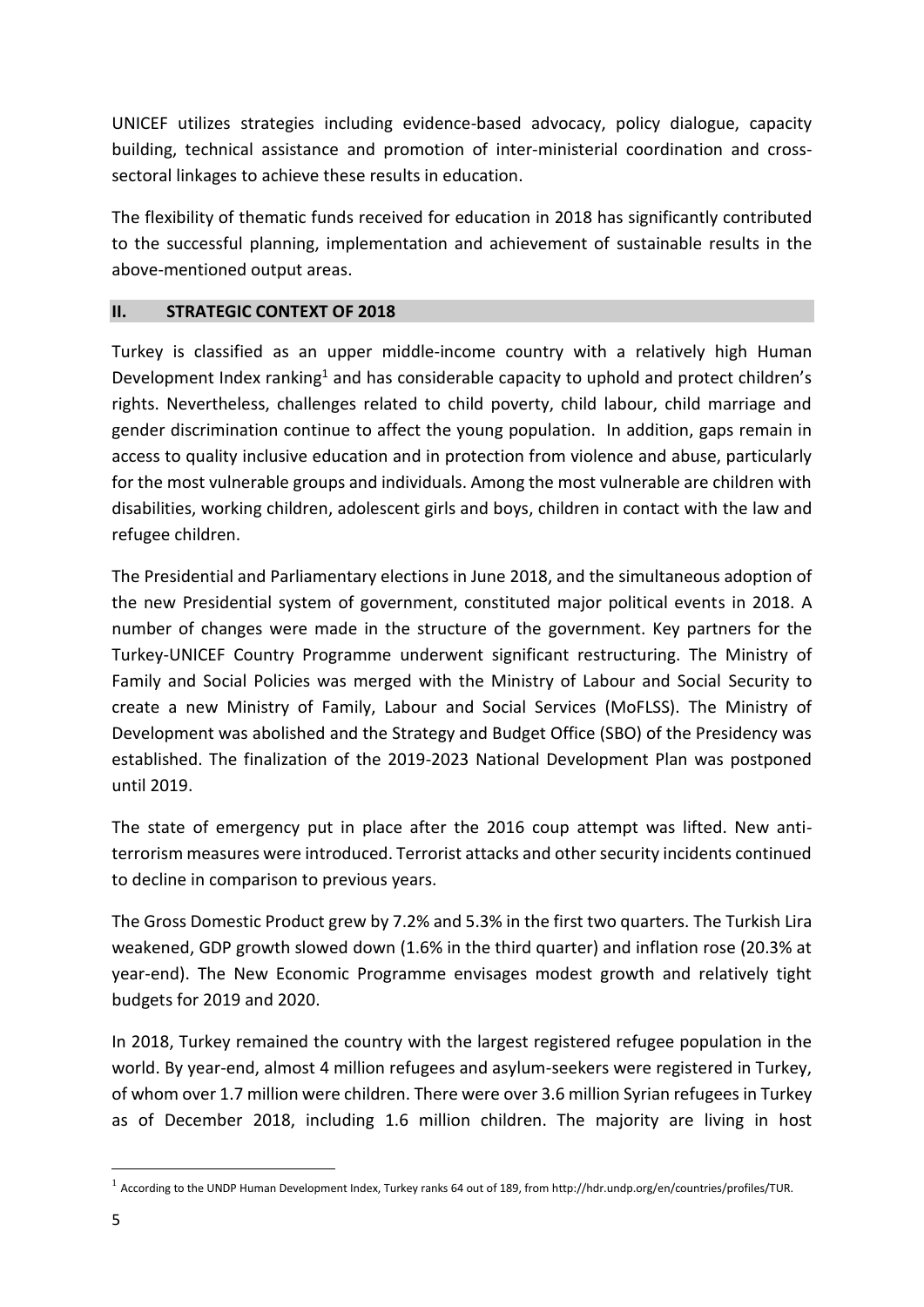UNICEF utilizes strategies including evidence-based advocacy, policy dialogue, capacity building, technical assistance and promotion of inter-ministerial coordination and cross-sectoral linkages to achieve these results in education.

The flexibility of thematic funds received for education in 2018 has significantly contributed to the successful planning, implementation and achievement of sustainable results in the above-mentioned output areas.

## II. STRATEGIC CONTEXT OF 2018

Turkey is classified as an upper middle-income country with a relatively high Human Development Index ranking[1] and has considerable capacity to uphold and protect children's rights. Nevertheless, challenges related to child poverty, child labour, child marriage and gender discrimination continue to affect the young population. In addition, gaps remain in access to quality inclusive education and in protection from violence and abuse, particularly for the most vulnerable groups and individuals. Among the most vulnerable are children with disabilities, working children, adolescent girls and boys, children in contact with the law and refugee children.

The Presidential and Parliamentary elections in June 2018, and the simultaneous adoption of the new Presidential system of government, constituted major political events in 2018. A number of changes were made in the structure of the government. Key partners for the Turkey-UNICEF Country Programme underwent significant restructuring. The Ministry of Family and Social Policies was merged with the Ministry of Labour and Social Security to create a new Ministry of Family, Labour and Social Services (MoFLSS). The Ministry of Development was abolished and the Strategy and Budget Office (SBO) of the Presidency was established. The finalization of the 2019-2023 National Development Plan was postponed until 2019.

The state of emergency put in place after the 2016 coup attempt was lifted. New anti-terrorism measures were introduced. Terrorist attacks and other security incidents continued to decline in comparison to previous years.

The Gross Domestic Product grew by 7.2% and 5.3% in the first two quarters. The Turkish Lira weakened, GDP growth slowed down (1.6% in the third quarter) and inflation rose (20.3% at year-end). The New Economic Programme envisages modest growth and relatively tight budgets for 2019 and 2020.

In 2018, Turkey remained the country with the largest registered refugee population in the world. By year-end, almost 4 million refugees and asylum-seekers were registered in Turkey, of whom over 1.7 million were children. There were over 3.6 million Syrian refugees in Turkey as of December 2018, including 1.6 million children. The majority are living in host

[1] According to the UNDP Human Development Index, Turkey ranks 64 out of 189, from http://hdr.undp.org/en/countries/profiles/TUR.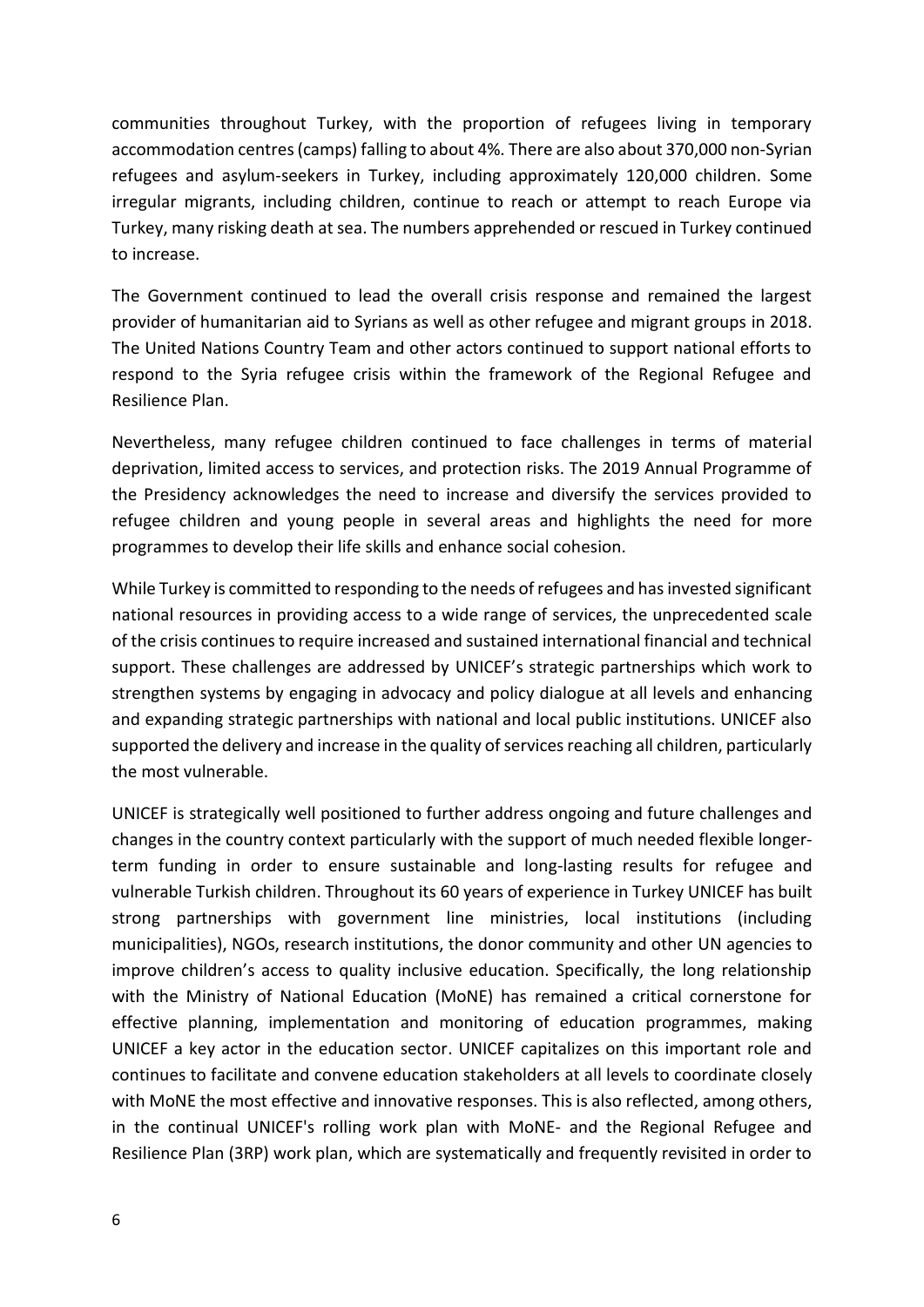communities throughout Turkey, with the proportion of refugees living in temporary accommodation centres (camps) falling to about 4%. There are also about 370,000 non-Syrian refugees and asylum-seekers in Turkey, including approximately 120,000 children. Some irregular migrants, including children, continue to reach or attempt to reach Europe via Turkey, many risking death at sea. The numbers apprehended or rescued in Turkey continued to increase.

The Government continued to lead the overall crisis response and remained the largest provider of humanitarian aid to Syrians as well as other refugee and migrant groups in 2018. The United Nations Country Team and other actors continued to support national efforts to respond to the Syria refugee crisis within the framework of the Regional Refugee and Resilience Plan.

Nevertheless, many refugee children continued to face challenges in terms of material deprivation, limited access to services, and protection risks. The 2019 Annual Programme of the Presidency acknowledges the need to increase and diversify the services provided to refugee children and young people in several areas and highlights the need for more programmes to develop their life skills and enhance social cohesion.

While Turkey is committed to responding to the needs of refugees and has invested significant national resources in providing access to a wide range of services, the unprecedented scale of the crisis continues to require increased and sustained international financial and technical support. These challenges are addressed by UNICEF's strategic partnerships which work to strengthen systems by engaging in advocacy and policy dialogue at all levels and enhancing and expanding strategic partnerships with national and local public institutions. UNICEF also supported the delivery and increase in the quality of services reaching all children, particularly the most vulnerable.

UNICEF is strategically well positioned to further address ongoing and future challenges and changes in the country context particularly with the support of much needed flexible longer-term funding in order to ensure sustainable and long-lasting results for refugee and vulnerable Turkish children. Throughout its 60 years of experience in Turkey UNICEF has built strong partnerships with government line ministries, local institutions (including municipalities), NGOs, research institutions, the donor community and other UN agencies to improve children's access to quality inclusive education. Specifically, the long relationship with the Ministry of National Education (MoNE) has remained a critical cornerstone for effective planning, implementation and monitoring of education programmes, making UNICEF a key actor in the education sector. UNICEF capitalizes on this important role and continues to facilitate and convene education stakeholders at all levels to coordinate closely with MoNE the most effective and innovative responses. This is also reflected, among others, in the continual UNICEF's rolling work plan with MoNE- and the Regional Refugee and Resilience Plan (3RP) work plan, which are systematically and frequently revisited in order to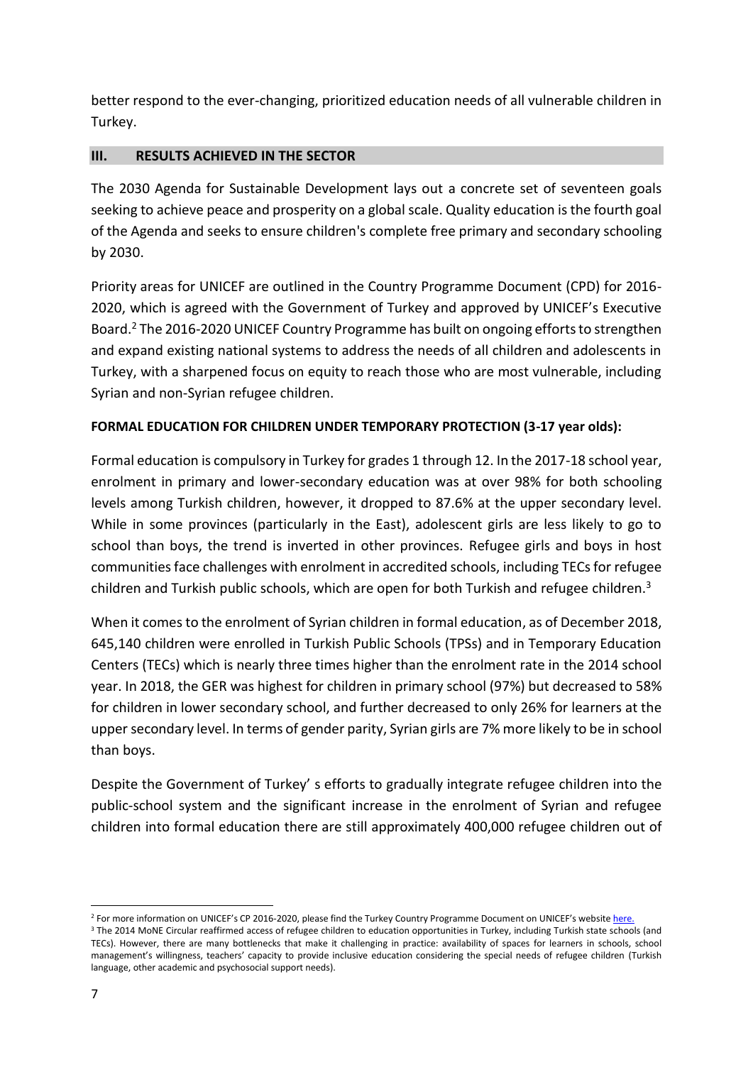better respond to the ever-changing, prioritized education needs of all vulnerable children in Turkey.

## III. RESULTS ACHIEVED IN THE SECTOR

The 2030 Agenda for Sustainable Development lays out a concrete set of seventeen goals seeking to achieve peace and prosperity on a global scale. Quality education is the fourth goal of the Agenda and seeks to ensure children's complete free primary and secondary schooling by 2030.

Priority areas for UNICEF are outlined in the Country Programme Document (CPD) for 2016-2020, which is agreed with the Government of Turkey and approved by UNICEF's Executive Board.[2] The 2016-2020 UNICEF Country Programme has built on ongoing efforts to strengthen and expand existing national systems to address the needs of all children and adolescents in Turkey, with a sharpened focus on equity to reach those who are most vulnerable, including Syrian and non-Syrian refugee children.

**FORMAL EDUCATION FOR CHILDREN UNDER TEMPORARY PROTECTION (3-17 year olds):**

Formal education is compulsory in Turkey for grades 1 through 12. In the 2017-18 school year, enrolment in primary and lower-secondary education was at over 98% for both schooling levels among Turkish children, however, it dropped to 87.6% at the upper secondary level. While in some provinces (particularly in the East), adolescent girls are less likely to go to school than boys, the trend is inverted in other provinces. Refugee girls and boys in host communities face challenges with enrolment in accredited schools, including TECs for refugee children and Turkish public schools, which are open for both Turkish and refugee children.[3]

When it comes to the enrolment of Syrian children in formal education, as of December 2018, 645,140 children were enrolled in Turkish Public Schools (TPSs) and in Temporary Education Centers (TECs) which is nearly three times higher than the enrolment rate in the 2014 school year. In 2018, the GER was highest for children in primary school (97%) but decreased to 58% for children in lower secondary school, and further decreased to only 26% for learners at the upper secondary level. In terms of gender parity, Syrian girls are 7% more likely to be in school than boys.

Despite the Government of Turkey' s efforts to gradually integrate refugee children into the public-school system and the significant increase in the enrolment of Syrian and refugee children into formal education there are still approximately 400,000 refugee children out of

---

[2] For more information on UNICEF's CP 2016-2020, please find the Turkey Country Programme Document on UNICEF's website here.

[3] The 2014 MoNE Circular reaffirmed access of refugee children to education opportunities in Turkey, including Turkish state schools (and TECs). However, there are many bottlenecks that make it challenging in practice: availability of spaces for learners in schools, school management's willingness, teachers' capacity to provide inclusive education considering the special needs of refugee children (Turkish language, other academic and psychosocial support needs).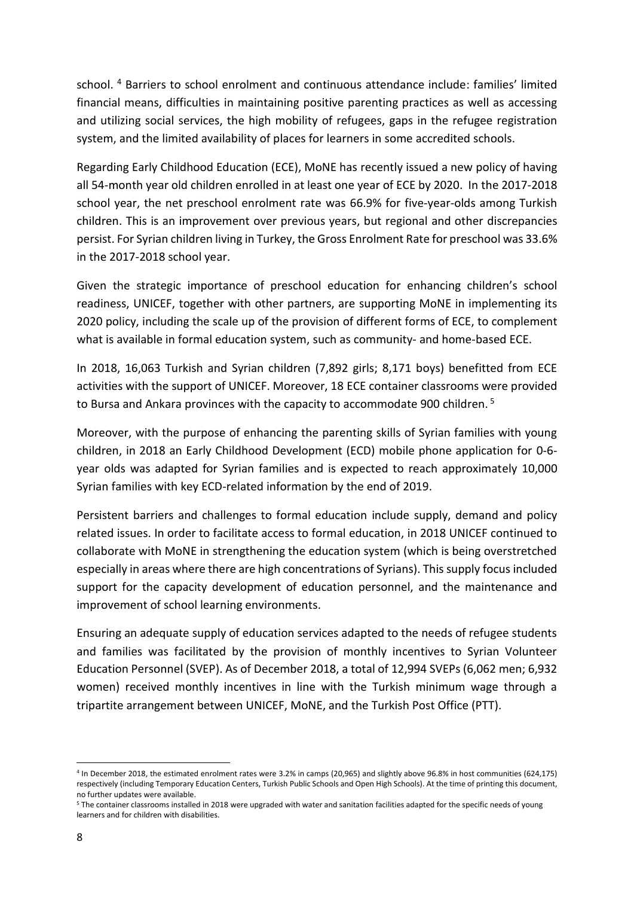school. [4] Barriers to school enrolment and continuous attendance include: families' limited financial means, difficulties in maintaining positive parenting practices as well as accessing and utilizing social services, the high mobility of refugees, gaps in the refugee registration system, and the limited availability of places for learners in some accredited schools.

Regarding Early Childhood Education (ECE), MoNE has recently issued a new policy of having all 54-month year old children enrolled in at least one year of ECE by 2020. In the 2017-2018 school year, the net preschool enrolment rate was 66.9% for five-year-olds among Turkish children. This is an improvement over previous years, but regional and other discrepancies persist. For Syrian children living in Turkey, the Gross Enrolment Rate for preschool was 33.6% in the 2017-2018 school year.

Given the strategic importance of preschool education for enhancing children's school readiness, UNICEF, together with other partners, are supporting MoNE in implementing its 2020 policy, including the scale up of the provision of different forms of ECE, to complement what is available in formal education system, such as community- and home-based ECE.

In 2018, 16,063 Turkish and Syrian children (7,892 girls; 8,171 boys) benefitted from ECE activities with the support of UNICEF. Moreover, 18 ECE container classrooms were provided to Bursa and Ankara provinces with the capacity to accommodate 900 children. [5]

Moreover, with the purpose of enhancing the parenting skills of Syrian families with young children, in 2018 an Early Childhood Development (ECD) mobile phone application for 0-6-year olds was adapted for Syrian families and is expected to reach approximately 10,000 Syrian families with key ECD-related information by the end of 2019.

Persistent barriers and challenges to formal education include supply, demand and policy related issues. In order to facilitate access to formal education, in 2018 UNICEF continued to collaborate with MoNE in strengthening the education system (which is being overstretched especially in areas where there are high concentrations of Syrians). This supply focus included support for the capacity development of education personnel, and the maintenance and improvement of school learning environments.

Ensuring an adequate supply of education services adapted to the needs of refugee students and families was facilitated by the provision of monthly incentives to Syrian Volunteer Education Personnel (SVEP). As of December 2018, a total of 12,994 SVEPs (6,062 men; 6,932 women) received monthly incentives in line with the Turkish minimum wage through a tripartite arrangement between UNICEF, MoNE, and the Turkish Post Office (PTT).

---

[4] In December 2018, the estimated enrolment rates were 3.2% in camps (20,965) and slightly above 96.8% in host communities (624,175) respectively (including Temporary Education Centers, Turkish Public Schools and Open High Schools). At the time of printing this document, no further updates were available.

[5] The container classrooms installed in 2018 were upgraded with water and sanitation facilities adapted for the specific needs of young learners and for children with disabilities.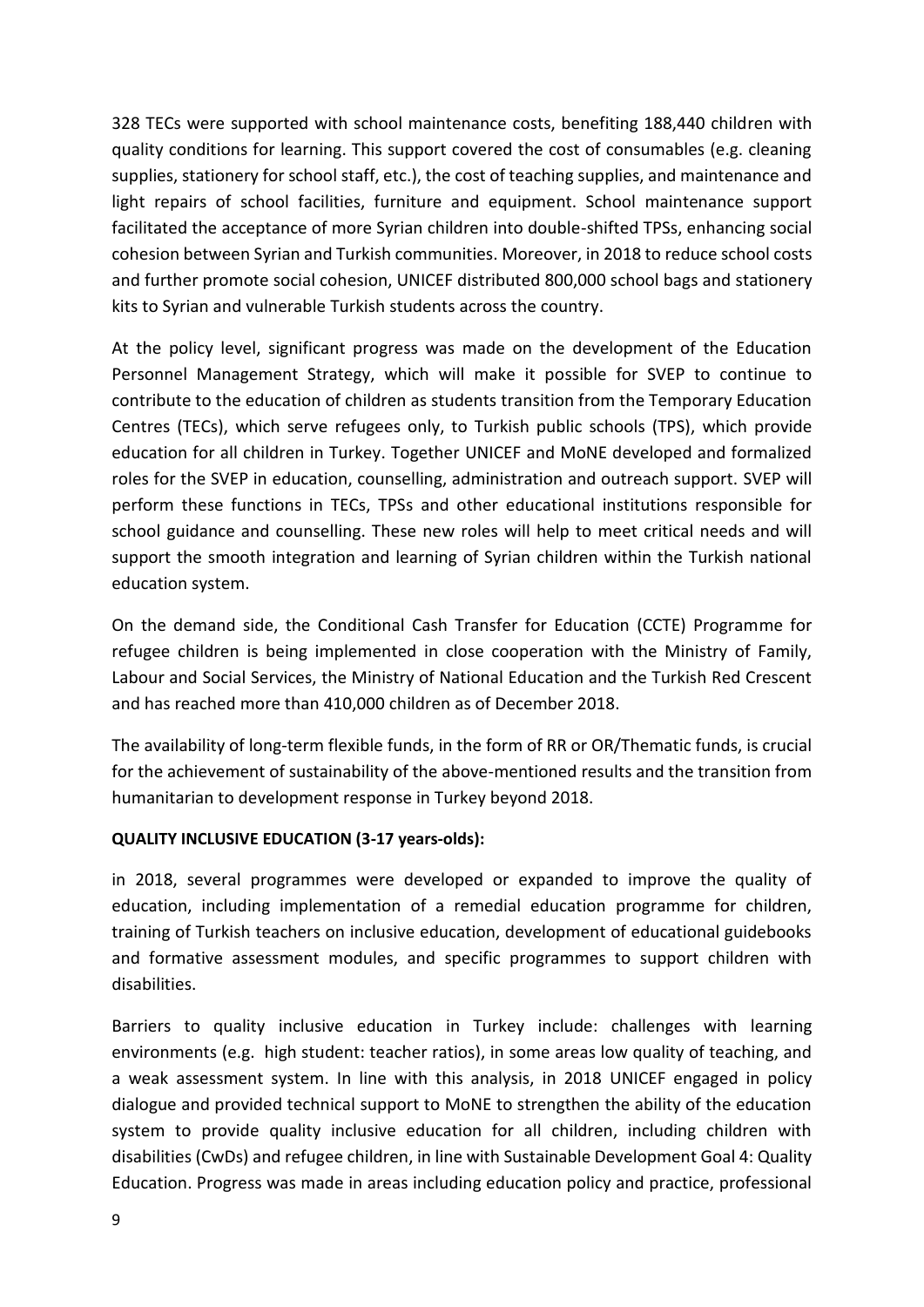328 TECs were supported with school maintenance costs, benefiting 188,440 children with quality conditions for learning. This support covered the cost of consumables (e.g. cleaning supplies, stationery for school staff, etc.), the cost of teaching supplies, and maintenance and light repairs of school facilities, furniture and equipment. School maintenance support facilitated the acceptance of more Syrian children into double-shifted TPSs, enhancing social cohesion between Syrian and Turkish communities. Moreover, in 2018 to reduce school costs and further promote social cohesion, UNICEF distributed 800,000 school bags and stationery kits to Syrian and vulnerable Turkish students across the country.

At the policy level, significant progress was made on the development of the Education Personnel Management Strategy, which will make it possible for SVEP to continue to contribute to the education of children as students transition from the Temporary Education Centres (TECs), which serve refugees only, to Turkish public schools (TPS), which provide education for all children in Turkey. Together UNICEF and MoNE developed and formalized roles for the SVEP in education, counselling, administration and outreach support. SVEP will perform these functions in TECs, TPSs and other educational institutions responsible for school guidance and counselling. These new roles will help to meet critical needs and will support the smooth integration and learning of Syrian children within the Turkish national education system.

On the demand side, the Conditional Cash Transfer for Education (CCTE) Programme for refugee children is being implemented in close cooperation with the Ministry of Family, Labour and Social Services, the Ministry of National Education and the Turkish Red Crescent and has reached more than 410,000 children as of December 2018.

The availability of long-term flexible funds, in the form of RR or OR/Thematic funds, is crucial for the achievement of sustainability of the above-mentioned results and the transition from humanitarian to development response in Turkey beyond 2018.

**QUALITY INCLUSIVE EDUCATION (3-17 years-olds):**

in 2018, several programmes were developed or expanded to improve the quality of education, including implementation of a remedial education programme for children, training of Turkish teachers on inclusive education, development of educational guidebooks and formative assessment modules, and specific programmes to support children with disabilities.

Barriers to quality inclusive education in Turkey include: challenges with learning environments (e.g. high student: teacher ratios), in some areas low quality of teaching, and a weak assessment system. In line with this analysis, in 2018 UNICEF engaged in policy dialogue and provided technical support to MoNE to strengthen the ability of the education system to provide quality inclusive education for all children, including children with disabilities (CwDs) and refugee children, in line with Sustainable Development Goal 4: Quality Education. Progress was made in areas including education policy and practice, professional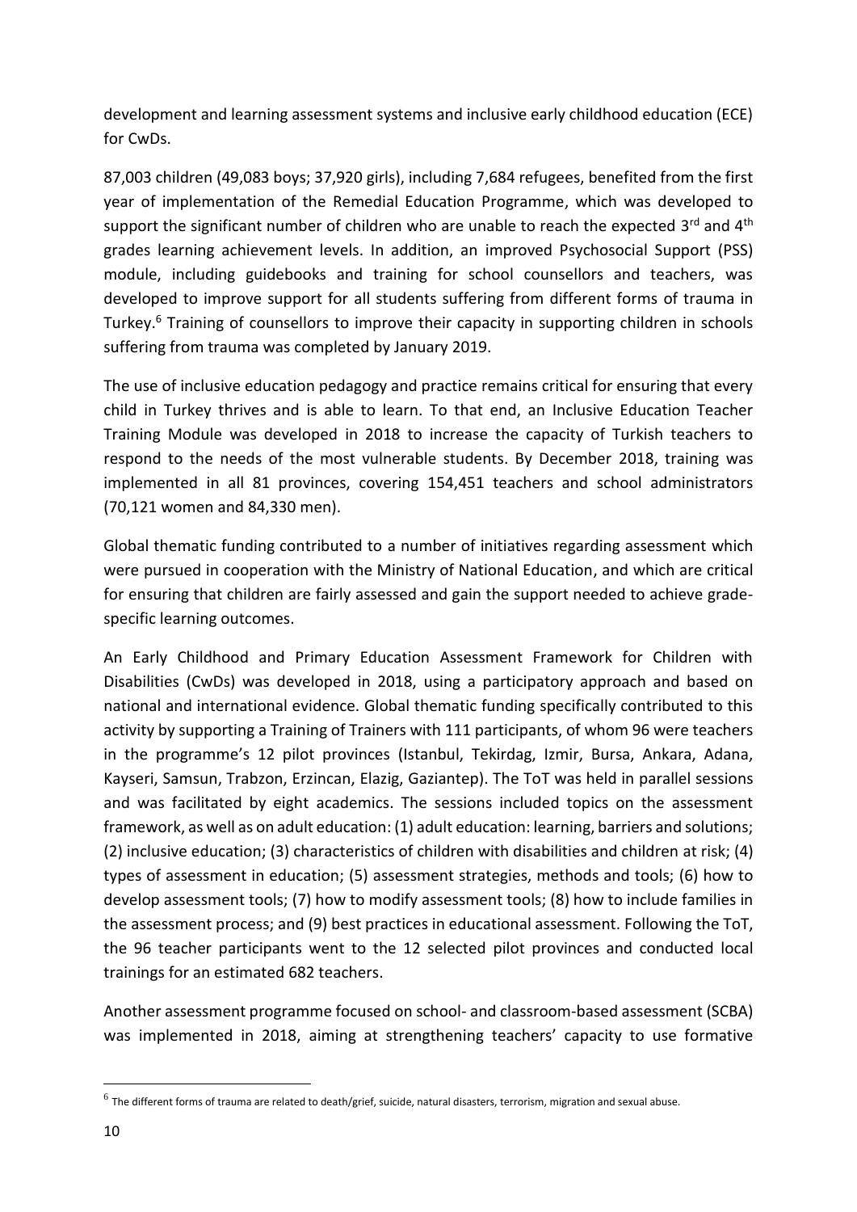development and learning assessment systems and inclusive early childhood education (ECE) for CwDs.

87,003 children (49,083 boys; 37,920 girls), including 7,684 refugees, benefited from the first year of implementation of the Remedial Education Programme, which was developed to support the significant number of children who are unable to reach the expected 3rd and 4th grades learning achievement levels. In addition, an improved Psychosocial Support (PSS) module, including guidebooks and training for school counsellors and teachers, was developed to improve support for all students suffering from different forms of trauma in Turkey.[6] Training of counsellors to improve their capacity in supporting children in schools suffering from trauma was completed by January 2019.

The use of inclusive education pedagogy and practice remains critical for ensuring that every child in Turkey thrives and is able to learn. To that end, an Inclusive Education Teacher Training Module was developed in 2018 to increase the capacity of Turkish teachers to respond to the needs of the most vulnerable students. By December 2018, training was implemented in all 81 provinces, covering 154,451 teachers and school administrators (70,121 women and 84,330 men).

Global thematic funding contributed to a number of initiatives regarding assessment which were pursued in cooperation with the Ministry of National Education, and which are critical for ensuring that children are fairly assessed and gain the support needed to achieve grade-specific learning outcomes.

An Early Childhood and Primary Education Assessment Framework for Children with Disabilities (CwDs) was developed in 2018, using a participatory approach and based on national and international evidence. Global thematic funding specifically contributed to this activity by supporting a Training of Trainers with 111 participants, of whom 96 were teachers in the programme's 12 pilot provinces (Istanbul, Tekirdag, Izmir, Bursa, Ankara, Adana, Kayseri, Samsun, Trabzon, Erzincan, Elazig, Gaziantep). The ToT was held in parallel sessions and was facilitated by eight academics. The sessions included topics on the assessment framework, as well as on adult education: (1) adult education: learning, barriers and solutions; (2) inclusive education; (3) characteristics of children with disabilities and children at risk; (4) types of assessment in education; (5) assessment strategies, methods and tools; (6) how to develop assessment tools; (7) how to modify assessment tools; (8) how to include families in the assessment process; and (9) best practices in educational assessment. Following the ToT, the 96 teacher participants went to the 12 selected pilot provinces and conducted local trainings for an estimated 682 teachers.

Another assessment programme focused on school- and classroom-based assessment (SCBA) was implemented in 2018, aiming at strengthening teachers' capacity to use formative

---

[6] The different forms of trauma are related to death/grief, suicide, natural disasters, terrorism, migration and sexual abuse.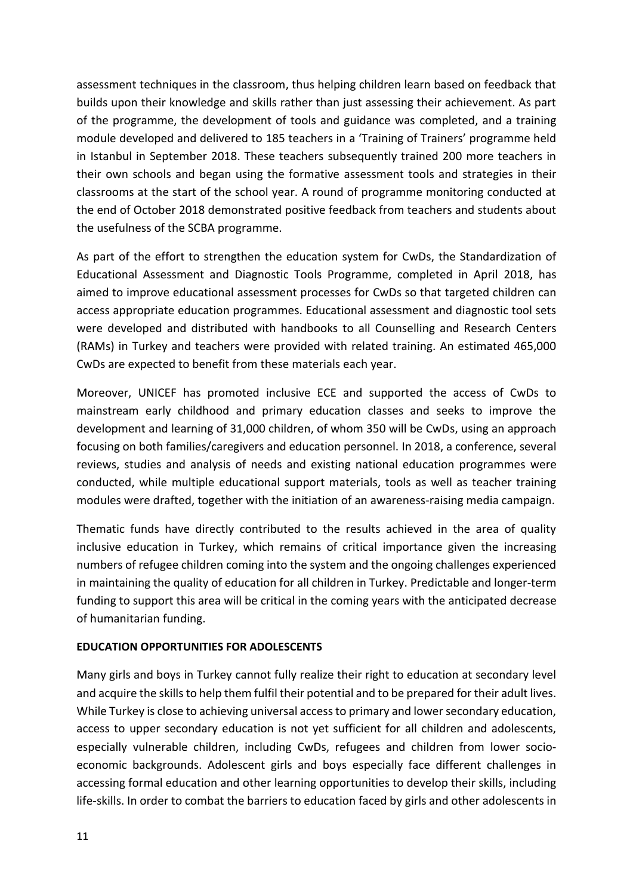assessment techniques in the classroom, thus helping children learn based on feedback that builds upon their knowledge and skills rather than just assessing their achievement. As part of the programme, the development of tools and guidance was completed, and a training module developed and delivered to 185 teachers in a 'Training of Trainers' programme held in Istanbul in September 2018. These teachers subsequently trained 200 more teachers in their own schools and began using the formative assessment tools and strategies in their classrooms at the start of the school year. A round of programme monitoring conducted at the end of October 2018 demonstrated positive feedback from teachers and students about the usefulness of the SCBA programme.

As part of the effort to strengthen the education system for CwDs, the Standardization of Educational Assessment and Diagnostic Tools Programme, completed in April 2018, has aimed to improve educational assessment processes for CwDs so that targeted children can access appropriate education programmes. Educational assessment and diagnostic tool sets were developed and distributed with handbooks to all Counselling and Research Centers (RAMs) in Turkey and teachers were provided with related training. An estimated 465,000 CwDs are expected to benefit from these materials each year.

Moreover, UNICEF has promoted inclusive ECE and supported the access of CwDs to mainstream early childhood and primary education classes and seeks to improve the development and learning of 31,000 children, of whom 350 will be CwDs, using an approach focusing on both families/caregivers and education personnel. In 2018, a conference, several reviews, studies and analysis of needs and existing national education programmes were conducted, while multiple educational support materials, tools as well as teacher training modules were drafted, together with the initiation of an awareness-raising media campaign.

Thematic funds have directly contributed to the results achieved in the area of quality inclusive education in Turkey, which remains of critical importance given the increasing numbers of refugee children coming into the system and the ongoing challenges experienced in maintaining the quality of education for all children in Turkey. Predictable and longer-term funding to support this area will be critical in the coming years with the anticipated decrease of humanitarian funding.

**EDUCATION OPPORTUNITIES FOR ADOLESCENTS**

Many girls and boys in Turkey cannot fully realize their right to education at secondary level and acquire the skills to help them fulfil their potential and to be prepared for their adult lives. While Turkey is close to achieving universal access to primary and lower secondary education, access to upper secondary education is not yet sufficient for all children and adolescents, especially vulnerable children, including CwDs, refugees and children from lower socio-economic backgrounds. Adolescent girls and boys especially face different challenges in accessing formal education and other learning opportunities to develop their skills, including life-skills. In order to combat the barriers to education faced by girls and other adolescents in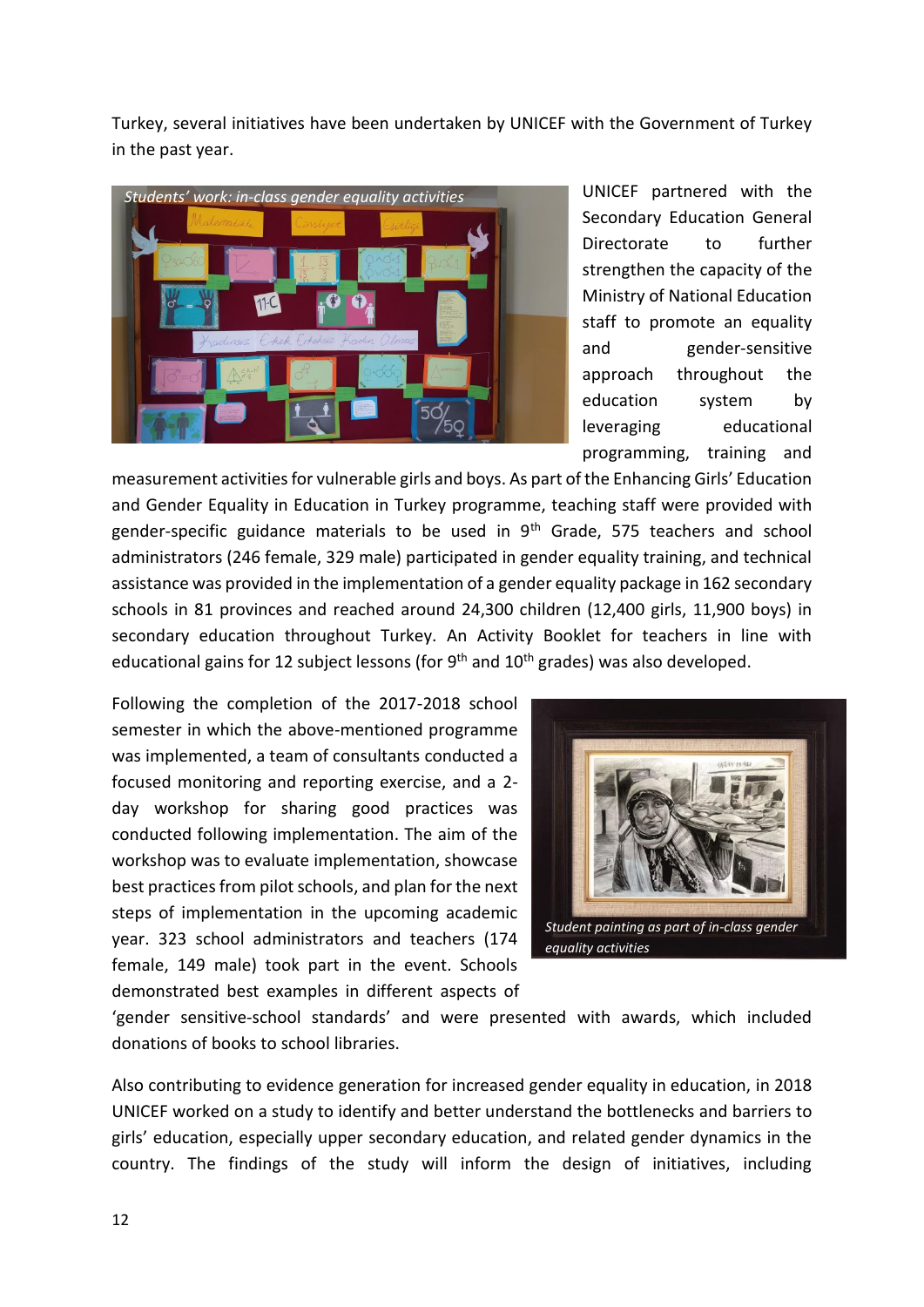Turkey, several initiatives have been undertaken by UNICEF with the Government of Turkey in the past year.

*Students' work: in-class gender equality activities*

UNICEF partnered with the Secondary Education General Directorate to further strengthen the capacity of the Ministry of National Education staff to promote an equality and gender-sensitive approach throughout the education system by leveraging educational programming, training and measurement activities for vulnerable girls and boys. As part of the Enhancing Girls' Education and Gender Equality in Education in Turkey programme, teaching staff were provided with gender-specific guidance materials to be used in 9th Grade, 575 teachers and school administrators (246 female, 329 male) participated in gender equality training, and technical assistance was provided in the implementation of a gender equality package in 162 secondary schools in 81 provinces and reached around 24,300 children (12,400 girls, 11,900 boys) in secondary education throughout Turkey. An Activity Booklet for teachers in line with educational gains for 12 subject lessons (for 9th and 10th grades) was also developed.

Following the completion of the 2017-2018 school semester in which the above-mentioned programme was implemented, a team of consultants conducted a focused monitoring and reporting exercise, and a 2-day workshop for sharing good practices was conducted following implementation. The aim of the workshop was to evaluate implementation, showcase best practices from pilot schools, and plan for the next steps of implementation in the upcoming academic year. 323 school administrators and teachers (174 female, 149 male) took part in the event. Schools demonstrated best examples in different aspects of 'gender sensitive-school standards' and were presented with awards, which included donations of books to school libraries.

*Student painting as part of in-class gender equality activities*

Also contributing to evidence generation for increased gender equality in education, in 2018 UNICEF worked on a study to identify and better understand the bottlenecks and barriers to girls' education, especially upper secondary education, and related gender dynamics in the country. The findings of the study will inform the design of initiatives, including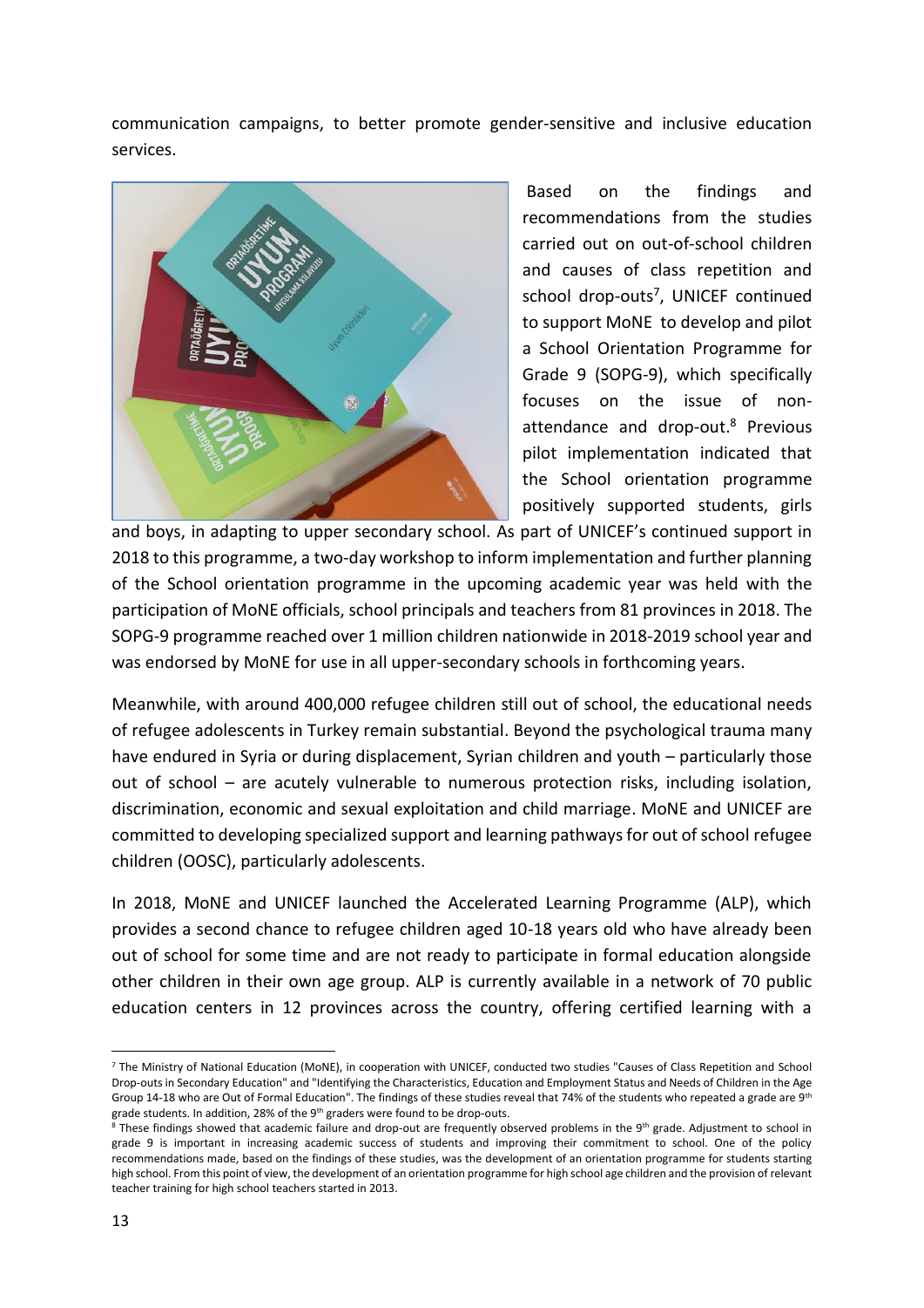communication campaigns, to better promote gender-sensitive and inclusive education services.

Based on the findings and recommendations from the studies carried out on out-of-school children and causes of class repetition and school drop-outs[7], UNICEF continued to support MoNE to develop and pilot a School Orientation Programme for Grade 9 (SOPG-9), which specifically focuses on the issue of non-attendance and drop-out.[8] Previous pilot implementation indicated that the School orientation programme positively supported students, girls and boys, in adapting to upper secondary school. As part of UNICEF's continued support in 2018 to this programme, a two-day workshop to inform implementation and further planning of the School orientation programme in the upcoming academic year was held with the participation of MoNE officials, school principals and teachers from 81 provinces in 2018. The SOPG-9 programme reached over 1 million children nationwide in 2018-2019 school year and was endorsed by MoNE for use in all upper-secondary schools in forthcoming years.

Meanwhile, with around 400,000 refugee children still out of school, the educational needs of refugee adolescents in Turkey remain substantial. Beyond the psychological trauma many have endured in Syria or during displacement, Syrian children and youth – particularly those out of school – are acutely vulnerable to numerous protection risks, including isolation, discrimination, economic and sexual exploitation and child marriage. MoNE and UNICEF are committed to developing specialized support and learning pathways for out of school refugee children (OOSC), particularly adolescents.

In 2018, MoNE and UNICEF launched the Accelerated Learning Programme (ALP), which provides a second chance to refugee children aged 10-18 years old who have already been out of school for some time and are not ready to participate in formal education alongside other children in their own age group. ALP is currently available in a network of 70 public education centers in 12 provinces across the country, offering certified learning with a

---

[7] The Ministry of National Education (MoNE), in cooperation with UNICEF, conducted two studies "Causes of Class Repetition and School Drop-outs in Secondary Education" and "Identifying the Characteristics, Education and Employment Status and Needs of Children in the Age Group 14-18 who are Out of Formal Education". The findings of these studies reveal that 74% of the students who repeated a grade are 9th grade students. In addition, 28% of the 9th graders were found to be drop-outs.

[8] These findings showed that academic failure and drop-out are frequently observed problems in the 9th grade. Adjustment to school in grade 9 is important in increasing academic success of students and improving their commitment to school. One of the policy recommendations made, based on the findings of these studies, was the development of an orientation programme for students starting high school. From this point of view, the development of an orientation programme for high school age children and the provision of relevant teacher training for high school teachers started in 2013.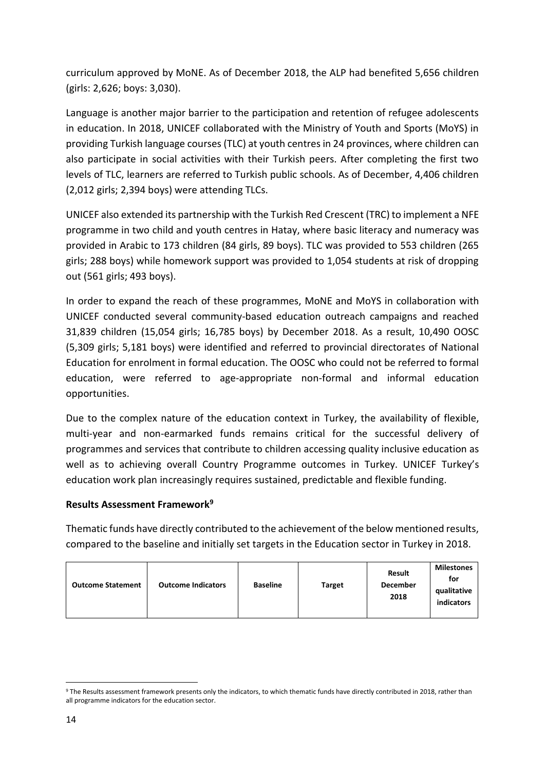curriculum approved by MoNE. As of December 2018, the ALP had benefited 5,656 children (girls: 2,626; boys: 3,030).

Language is another major barrier to the participation and retention of refugee adolescents in education. In 2018, UNICEF collaborated with the Ministry of Youth and Sports (MoYS) in providing Turkish language courses (TLC) at youth centres in 24 provinces, where children can also participate in social activities with their Turkish peers. After completing the first two levels of TLC, learners are referred to Turkish public schools. As of December, 4,406 children (2,012 girls; 2,394 boys) were attending TLCs.

UNICEF also extended its partnership with the Turkish Red Crescent (TRC) to implement a NFE programme in two child and youth centres in Hatay, where basic literacy and numeracy was provided in Arabic to 173 children (84 girls, 89 boys). TLC was provided to 553 children (265 girls; 288 boys) while homework support was provided to 1,054 students at risk of dropping out (561 girls; 493 boys).

In order to expand the reach of these programmes, MoNE and MoYS in collaboration with UNICEF conducted several community-based education outreach campaigns and reached 31,839 children (15,054 girls; 16,785 boys) by December 2018. As a result, 10,490 OOSC (5,309 girls; 5,181 boys) were identified and referred to provincial directorates of National Education for enrolment in formal education. The OOSC who could not be referred to formal education, were referred to age-appropriate non-formal and informal education opportunities.

Due to the complex nature of the education context in Turkey, the availability of flexible, multi-year and non-earmarked funds remains critical for the successful delivery of programmes and services that contribute to children accessing quality inclusive education as well as to achieving overall Country Programme outcomes in Turkey. UNICEF Turkey's education work plan increasingly requires sustained, predictable and flexible funding.

**Results Assessment Framework[9]**

Thematic funds have directly contributed to the achievement of the below mentioned results, compared to the baseline and initially set targets in the Education sector in Turkey in 2018.

| Outcome Statement | Outcome Indicators | Baseline | Target | Result December 2018 | Milestones for qualitative indicators |
|---|---|---|---|---|---|

[9] The Results assessment framework presents only the indicators, to which thematic funds have directly contributed in 2018, rather than all programme indicators for the education sector.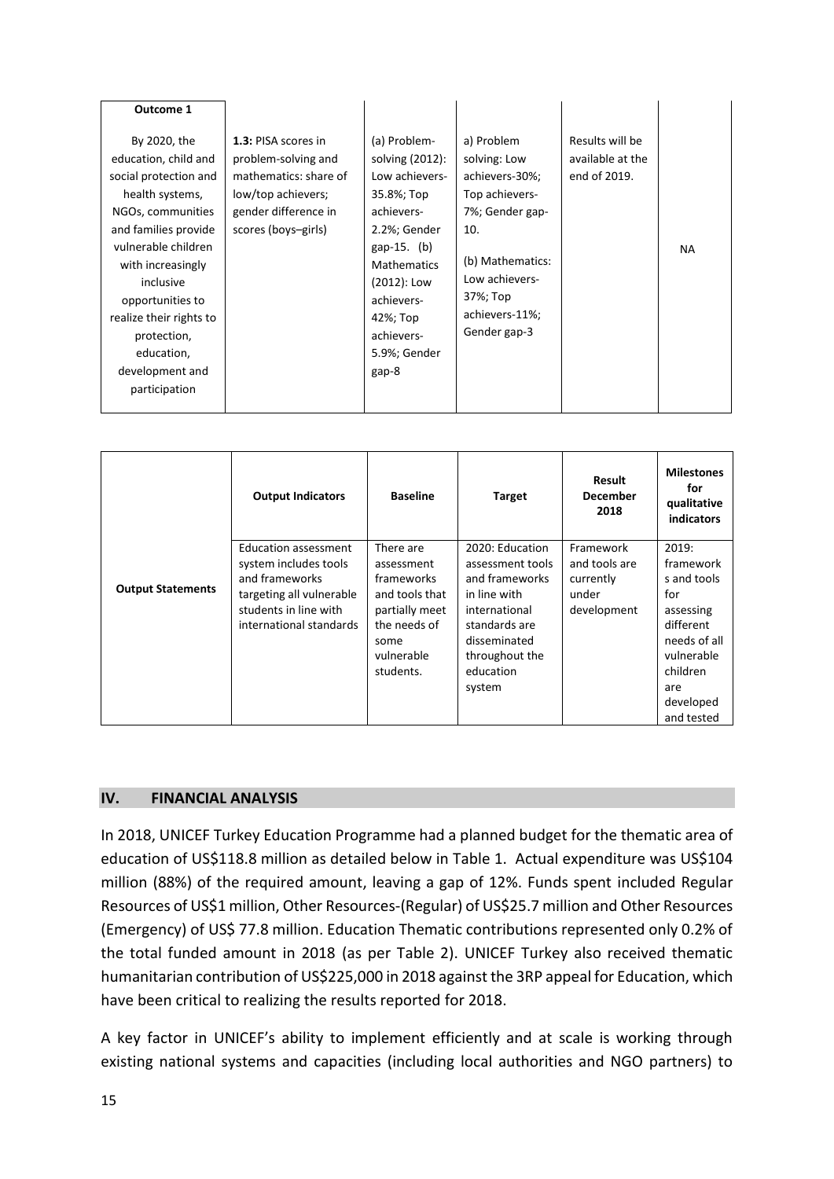| Outcome 1<br><br>By 2020, the education, child and social protection and health systems, NGOs, communities and families provide vulnerable children with increasingly inclusive opportunities to realize their rights to protection, education, development and participation | **1.3:** PISA scores in problem-solving and mathematics: share of low/top achievers; gender difference in scores (boys–girls) | (a) Problem-solving (2012): Low achievers-35.8%; Top achievers-2.2%; Gender gap-15. (b) Mathematics (2012): Low achievers-42%; Top achievers-5.9%; Gender gap-8 | a) Problem solving: Low achievers-30%; Top achievers-7%; Gender gap-10.<br><br>(b) Mathematics: Low achievers-37%; Top achievers-11%; Gender gap-3 | Results will be available at the end of 2019. | NA |
|---|---|---|---|---|---|

| | Output Indicators | Baseline | Target | Result December 2018 | Milestones for qualitative indicators |
|---|---|---|---|---|---|
| **Output Statements** | Education assessment system includes tools and frameworks targeting all vulnerable students in line with international standards | There are assessment frameworks and tools that partially meet the needs of some vulnerable students. | 2020: Education assessment tools and frameworks in line with international standards are disseminated throughout the education system | Framework and tools are currently under development | 2019: frameworks and tools for assessing different needs of all vulnerable children are developed and tested |

## IV. FINANCIAL ANALYSIS

In 2018, UNICEF Turkey Education Programme had a planned budget for the thematic area of education of US$118.8 million as detailed below in Table 1. Actual expenditure was US$104 million (88%) of the required amount, leaving a gap of 12%. Funds spent included Regular Resources of US$1 million, Other Resources-(Regular) of US$25.7 million and Other Resources (Emergency) of US$ 77.8 million. Education Thematic contributions represented only 0.2% of the total funded amount in 2018 (as per Table 2). UNICEF Turkey also received thematic humanitarian contribution of US$225,000 in 2018 against the 3RP appeal for Education, which have been critical to realizing the results reported for 2018.

A key factor in UNICEF's ability to implement efficiently and at scale is working through existing national systems and capacities (including local authorities and NGO partners) to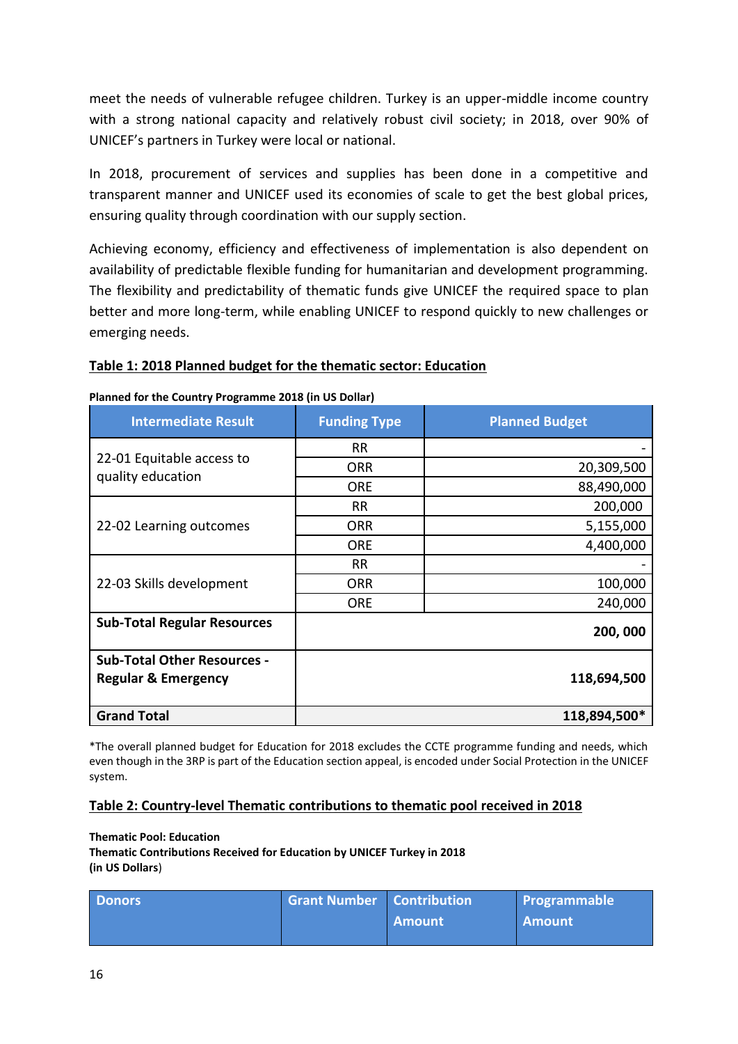meet the needs of vulnerable refugee children. Turkey is an upper-middle income country with a strong national capacity and relatively robust civil society; in 2018, over 90% of UNICEF's partners in Turkey were local or national.

In 2018, procurement of services and supplies has been done in a competitive and transparent manner and UNICEF used its economies of scale to get the best global prices, ensuring quality through coordination with our supply section.

Achieving economy, efficiency and effectiveness of implementation is also dependent on availability of predictable flexible funding for humanitarian and development programming. The flexibility and predictability of thematic funds give UNICEF the required space to plan better and more long-term, while enabling UNICEF to respond quickly to new challenges or emerging needs.

**Table 1: 2018 Planned budget for the thematic sector: Education**

**Planned for the Country Programme 2018 (in US Dollar)**

| Intermediate Result | Funding Type | Planned Budget |
|---|---|---|
| 22-01 Equitable access to quality education | RR | - |
| | ORR | 20,309,500 |
| | ORE | 88,490,000 |
| 22-02 Learning outcomes | RR | 200,000 |
| | ORR | 5,155,000 |
| | ORE | 4,400,000 |
| 22-03 Skills development | RR | - |
| | ORR | 100,000 |
| | ORE | 240,000 |
| **Sub-Total Regular Resources** | | **200, 000** |
| **Sub-Total Other Resources - Regular & Emergency** | | **118,694,500** |
| **Grand Total** | | **118,894,500*** |

*The overall planned budget for Education for 2018 excludes the CCTE programme funding and needs, which even though in the 3RP is part of the Education section appeal, is encoded under Social Protection in the UNICEF system.

**Table 2: Country-level Thematic contributions to thematic pool received in 2018**

**Thematic Pool: Education**
**Thematic Contributions Received for Education by UNICEF Turkey in 2018**
**(in US Dollars)**

| Donors | Grant Number | Contribution Amount | Programmable Amount |
|---|---|---|---|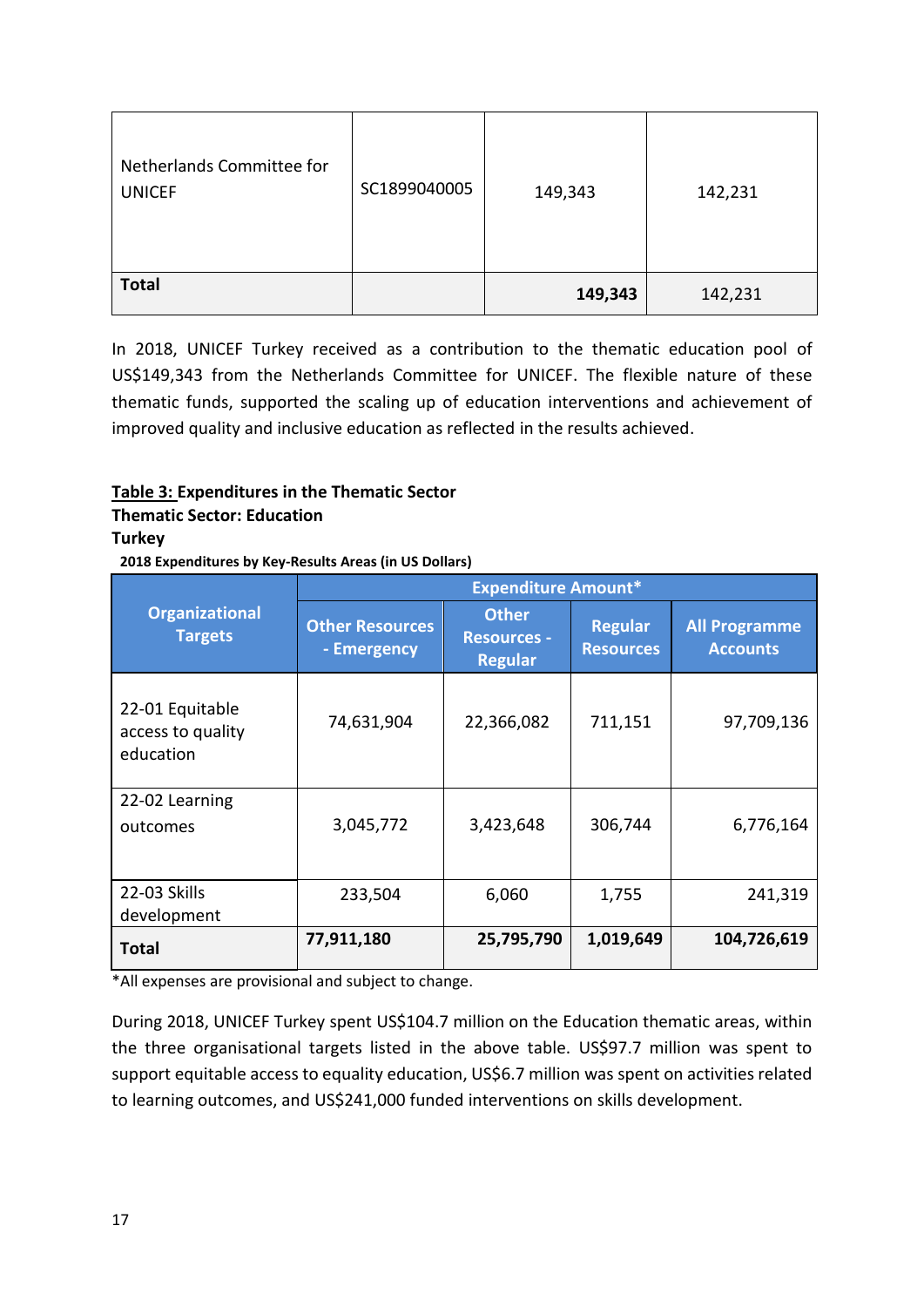| Netherlands Committee for UNICEF | SC1899040005 | 149,343 | 142,231 |
|---|---|---|---|
| **Total** | | **149,343** | 142,231 |

In 2018, UNICEF Turkey received as a contribution to the thematic education pool of US$149,343 from the Netherlands Committee for UNICEF. The flexible nature of these thematic funds, supported the scaling up of education interventions and achievement of improved quality and inclusive education as reflected in the results achieved.

**Table 3: Expenditures in the Thematic Sector**
**Thematic Sector: Education**
**Turkey**
**2018 Expenditures by Key-Results Areas (in US Dollars)**

| Organizational Targets | Expenditure Amount* | | | |
|---|---|---|---|---|
| | Other Resources - Emergency | Other Resources - Regular | Regular Resources | All Programme Accounts |
| 22-01 Equitable access to quality education | 74,631,904 | 22,366,082 | 711,151 | 97,709,136 |
| 22-02 Learning outcomes | 3,045,772 | 3,423,648 | 306,744 | 6,776,164 |
| 22-03 Skills development | 233,504 | 6,060 | 1,755 | 241,319 |
| **Total** | **77,911,180** | **25,795,790** | **1,019,649** | **104,726,619** |

*All expenses are provisional and subject to change.

During 2018, UNICEF Turkey spent US$104.7 million on the Education thematic areas, within the three organisational targets listed in the above table. US$97.7 million was spent to support equitable access to equality education, US$6.7 million was spent on activities related to learning outcomes, and US$241,000 funded interventions on skills development.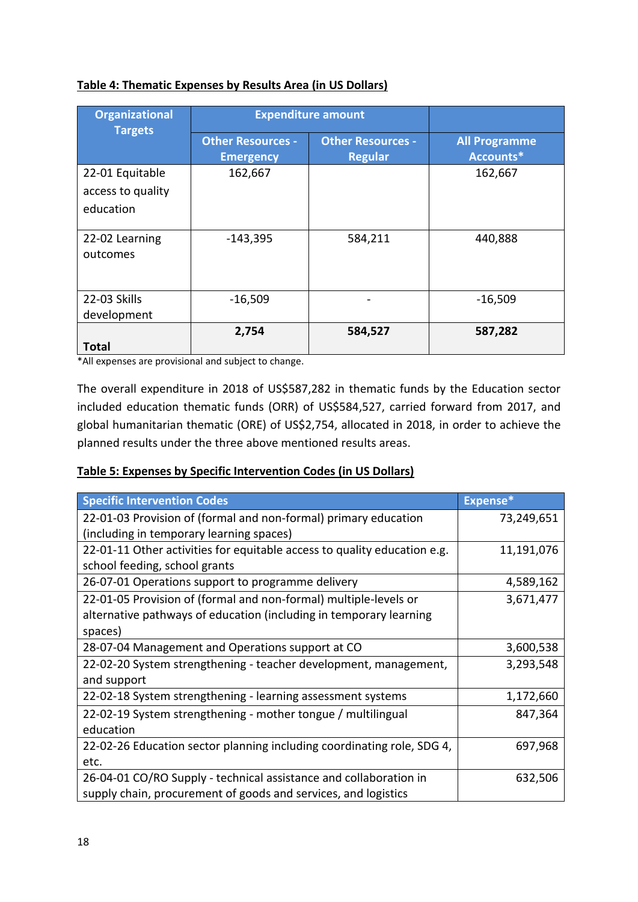**Table 4: Thematic Expenses by Results Area (in US Dollars)**

| Organizational Targets | Expenditure amount | | |
|---|---|---|---|
| | Other Resources - Emergency | Other Resources - Regular | All Programme Accounts* |
| 22-01 Equitable access to quality education | 162,667 | | 162,667 |
| 22-02 Learning outcomes | -143,395 | 584,211 | 440,888 |
| 22-03 Skills development | -16,509 | - | -16,509 |
| **Total** | **2,754** | **584,527** | **587,282** |

*All expenses are provisional and subject to change.

The overall expenditure in 2018 of US$587,282 in thematic funds by the Education sector included education thematic funds (ORR) of US$584,527, carried forward from 2017, and global humanitarian thematic (ORE) of US$2,754, allocated in 2018, in order to achieve the planned results under the three above mentioned results areas.

**Table 5: Expenses by Specific Intervention Codes (in US Dollars)**

| Specific Intervention Codes | Expense* |
|---|---|
| 22-01-03 Provision of (formal and non-formal) primary education (including in temporary learning spaces) | 73,249,651 |
| 22-01-11 Other activities for equitable access to quality education e.g. school feeding, school grants | 11,191,076 |
| 26-07-01 Operations support to programme delivery | 4,589,162 |
| 22-01-05 Provision of (formal and non-formal) multiple-levels or alternative pathways of education (including in temporary learning spaces) | 3,671,477 |
| 28-07-04 Management and Operations support at CO | 3,600,538 |
| 22-02-20 System strengthening - teacher development, management, and support | 3,293,548 |
| 22-02-18 System strengthening - learning assessment systems | 1,172,660 |
| 22-02-19 System strengthening - mother tongue / multilingual education | 847,364 |
| 22-02-26 Education sector planning including coordinating role, SDG 4, etc. | 697,968 |
| 26-04-01 CO/RO Supply - technical assistance and collaboration in supply chain, procurement of goods and services, and logistics | 632,506 |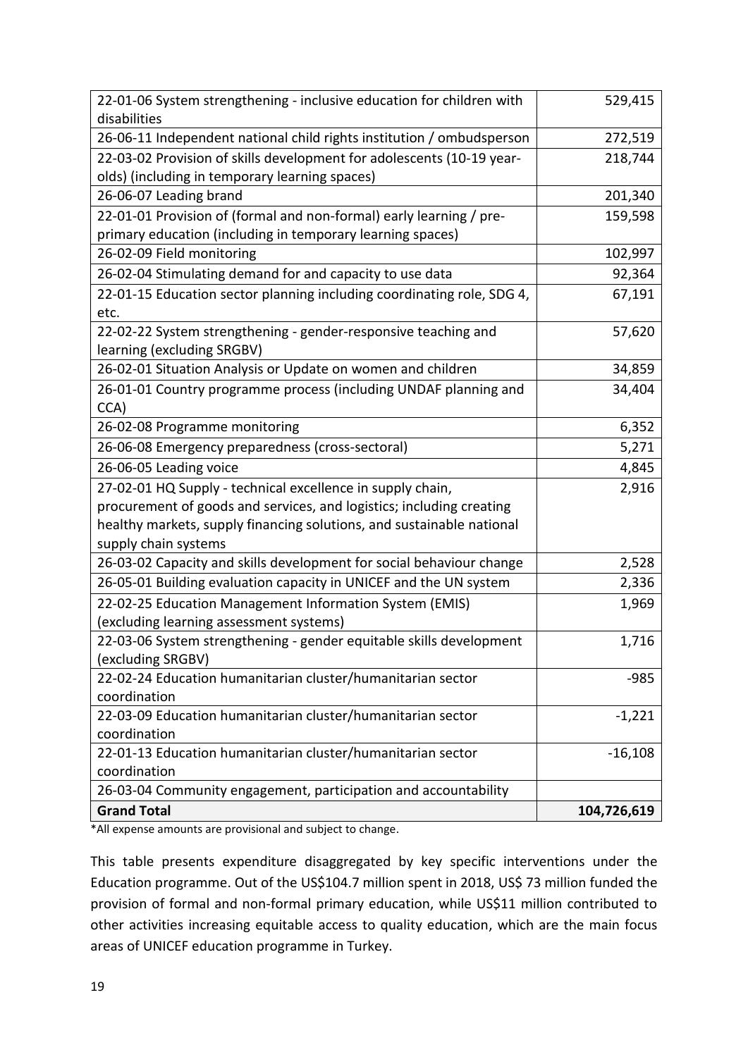| | |
|---|---|
| 22-01-06 System strengthening - inclusive education for children with disabilities | 529,415 |
| 26-06-11 Independent national child rights institution / ombudsperson | 272,519 |
| 22-03-02 Provision of skills development for adolescents (10-19 year-olds) (including in temporary learning spaces) | 218,744 |
| 26-06-07 Leading brand | 201,340 |
| 22-01-01 Provision of (formal and non-formal) early learning / pre-primary education (including in temporary learning spaces) | 159,598 |
| 26-02-09 Field monitoring | 102,997 |
| 26-02-04 Stimulating demand for and capacity to use data | 92,364 |
| 22-01-15 Education sector planning including coordinating role, SDG 4, etc. | 67,191 |
| 22-02-22 System strengthening - gender-responsive teaching and learning (excluding SRGBV) | 57,620 |
| 26-02-01 Situation Analysis or Update on women and children | 34,859 |
| 26-01-01 Country programme process (including UNDAF planning and CCA) | 34,404 |
| 26-02-08 Programme monitoring | 6,352 |
| 26-06-08 Emergency preparedness (cross-sectoral) | 5,271 |
| 26-06-05 Leading voice | 4,845 |
| 27-02-01 HQ Supply - technical excellence in supply chain, procurement of goods and services, and logistics; including creating healthy markets, supply financing solutions, and sustainable national supply chain systems | 2,916 |
| 26-03-02 Capacity and skills development for social behaviour change | 2,528 |
| 26-05-01 Building evaluation capacity in UNICEF and the UN system | 2,336 |
| 22-02-25 Education Management Information System (EMIS) (excluding learning assessment systems) | 1,969 |
| 22-03-06 System strengthening - gender equitable skills development (excluding SRGBV) | 1,716 |
| 22-02-24 Education humanitarian cluster/humanitarian sector coordination | -985 |
| 22-03-09 Education humanitarian cluster/humanitarian sector coordination | -1,221 |
| 22-01-13 Education humanitarian cluster/humanitarian sector coordination | -16,108 |
| 26-03-04 Community engagement, participation and accountability | |
| **Grand Total** | **104,726,619** |

*All expense amounts are provisional and subject to change.

This table presents expenditure disaggregated by key specific interventions under the Education programme. Out of the US$104.7 million spent in 2018, US$ 73 million funded the provision of formal and non-formal primary education, while US$11 million contributed to other activities increasing equitable access to quality education, which are the main focus areas of UNICEF education programme in Turkey.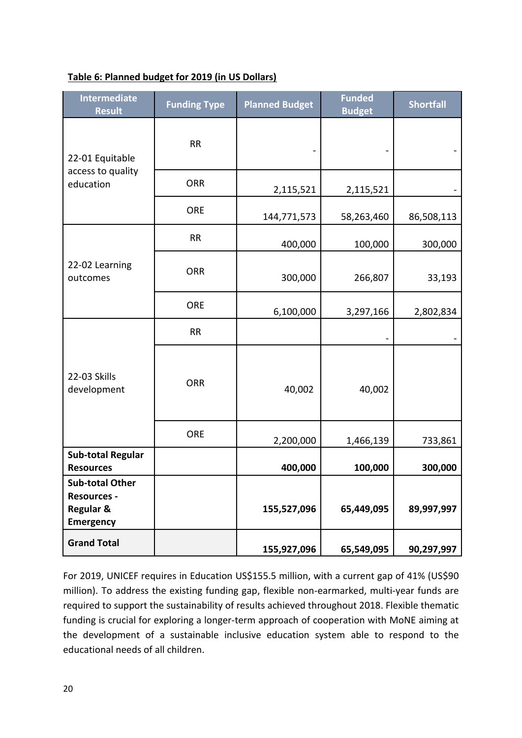**Table 6: Planned budget for 2019 (in US Dollars)**

| Intermediate Result | Funding Type | Planned Budget | Funded Budget | Shortfall |
|---|---|---|---|---|
| 22-01 Equitable access to quality education | RR | - | - | - |
| | ORR | 2,115,521 | 2,115,521 | - |
| | ORE | 144,771,573 | 58,263,460 | 86,508,113 |
| 22-02 Learning outcomes | RR | 400,000 | 100,000 | 300,000 |
| | ORR | 300,000 | 266,807 | 33,193 |
| | ORE | 6,100,000 | 3,297,166 | 2,802,834 |
| 22-03 Skills development | RR | | - | - |
| | ORR | 40,002 | 40,002 | |
| | ORE | 2,200,000 | 1,466,139 | 733,861 |
| **Sub-total Regular Resources** | | **400,000** | **100,000** | **300,000** |
| **Sub-total Other Resources - Regular & Emergency** | | **155,527,096** | **65,449,095** | **89,997,997** |
| **Grand Total** | | **155,927,096** | **65,549,095** | **90,297,997** |

For 2019, UNICEF requires in Education US$155.5 million, with a current gap of 41% (US$90 million). To address the existing funding gap, flexible non-earmarked, multi-year funds are required to support the sustainability of results achieved throughout 2018. Flexible thematic funding is crucial for exploring a longer-term approach of cooperation with MoNE aiming at the development of a sustainable inclusive education system able to respond to the educational needs of all children.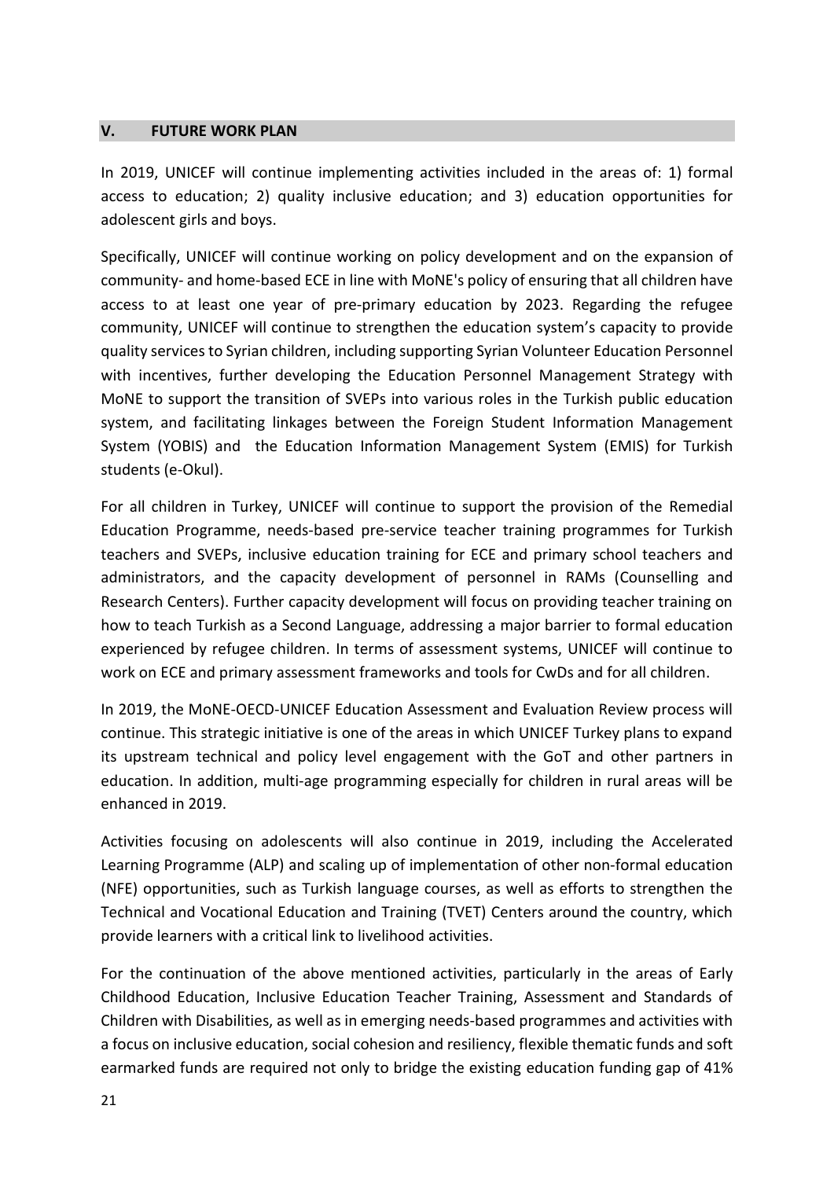## V. FUTURE WORK PLAN

In 2019, UNICEF will continue implementing activities included in the areas of: 1) formal access to education; 2) quality inclusive education; and 3) education opportunities for adolescent girls and boys.

Specifically, UNICEF will continue working on policy development and on the expansion of community- and home-based ECE in line with MoNE's policy of ensuring that all children have access to at least one year of pre-primary education by 2023. Regarding the refugee community, UNICEF will continue to strengthen the education system's capacity to provide quality services to Syrian children, including supporting Syrian Volunteer Education Personnel with incentives, further developing the Education Personnel Management Strategy with MoNE to support the transition of SVEPs into various roles in the Turkish public education system, and facilitating linkages between the Foreign Student Information Management System (YOBIS) and the Education Information Management System (EMIS) for Turkish students (e-Okul).

For all children in Turkey, UNICEF will continue to support the provision of the Remedial Education Programme, needs-based pre-service teacher training programmes for Turkish teachers and SVEPs, inclusive education training for ECE and primary school teachers and administrators, and the capacity development of personnel in RAMs (Counselling and Research Centers). Further capacity development will focus on providing teacher training on how to teach Turkish as a Second Language, addressing a major barrier to formal education experienced by refugee children. In terms of assessment systems, UNICEF will continue to work on ECE and primary assessment frameworks and tools for CwDs and for all children.

In 2019, the MoNE-OECD-UNICEF Education Assessment and Evaluation Review process will continue. This strategic initiative is one of the areas in which UNICEF Turkey plans to expand its upstream technical and policy level engagement with the GoT and other partners in education. In addition, multi-age programming especially for children in rural areas will be enhanced in 2019.

Activities focusing on adolescents will also continue in 2019, including the Accelerated Learning Programme (ALP) and scaling up of implementation of other non-formal education (NFE) opportunities, such as Turkish language courses, as well as efforts to strengthen the Technical and Vocational Education and Training (TVET) Centers around the country, which provide learners with a critical link to livelihood activities.

For the continuation of the above mentioned activities, particularly in the areas of Early Childhood Education, Inclusive Education Teacher Training, Assessment and Standards of Children with Disabilities, as well as in emerging needs-based programmes and activities with a focus on inclusive education, social cohesion and resiliency, flexible thematic funds and soft earmarked funds are required not only to bridge the existing education funding gap of 41%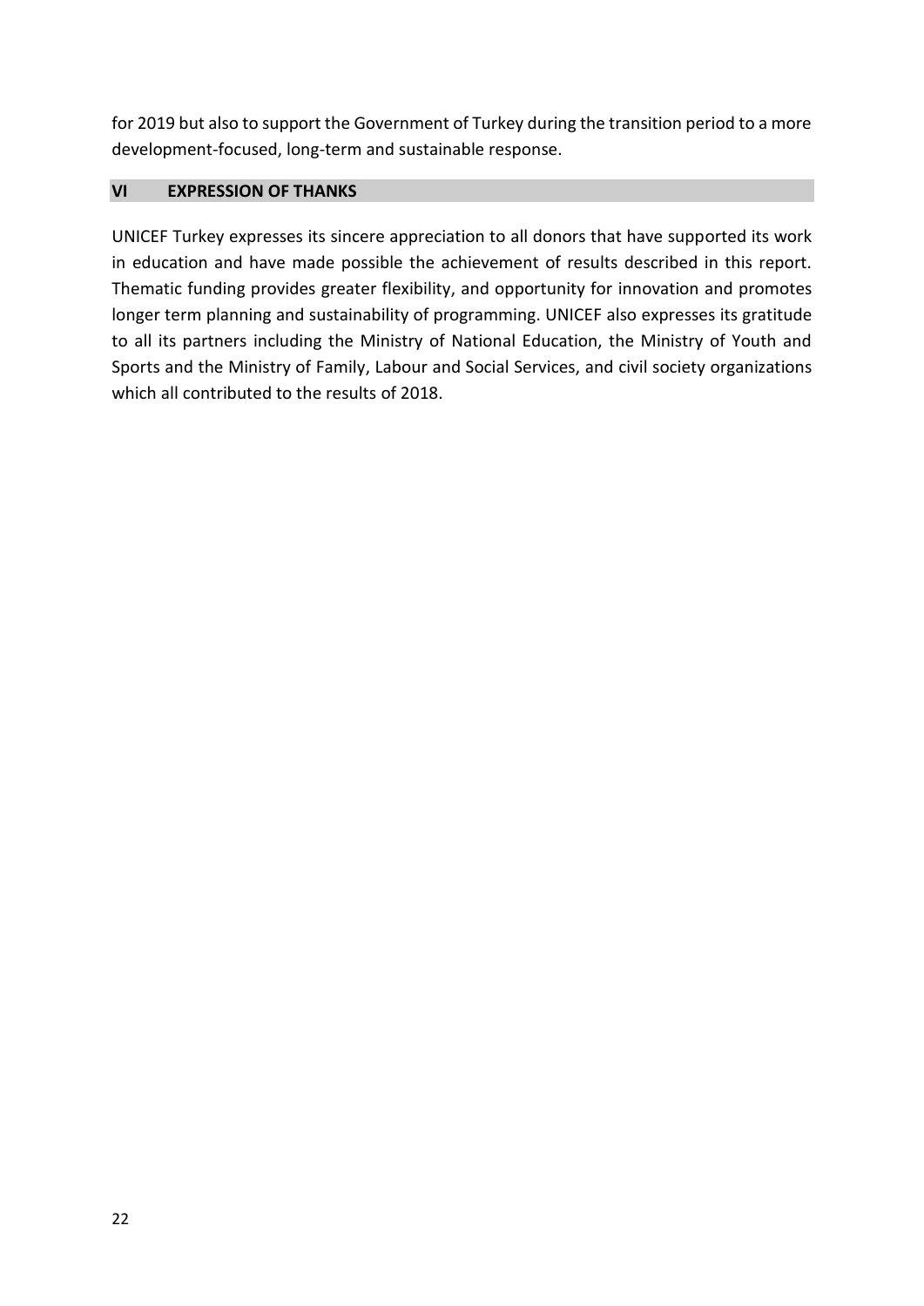for 2019 but also to support the Government of Turkey during the transition period to a more development-focused, long-term and sustainable response.

## VI EXPRESSION OF THANKS

UNICEF Turkey expresses its sincere appreciation to all donors that have supported its work in education and have made possible the achievement of results described in this report. Thematic funding provides greater flexibility, and opportunity for innovation and promotes longer term planning and sustainability of programming. UNICEF also expresses its gratitude to all its partners including the Ministry of National Education, the Ministry of Youth and Sports and the Ministry of Family, Labour and Social Services, and civil society organizations which all contributed to the results of 2018.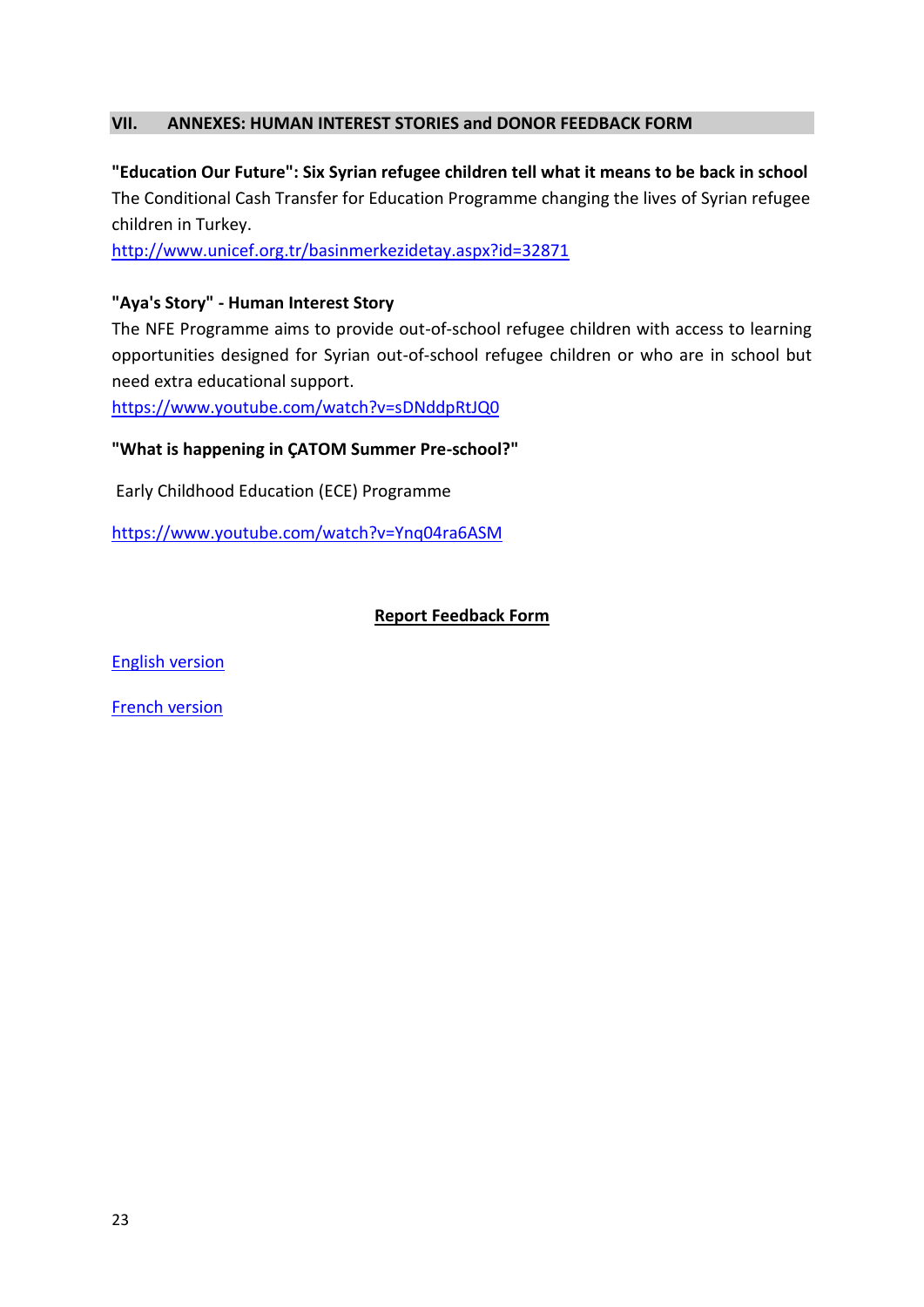## VII. ANNEXES: HUMAN INTEREST STORIES and DONOR FEEDBACK FORM

**"Education Our Future": Six Syrian refugee children tell what it means to be back in school**

The Conditional Cash Transfer for Education Programme changing the lives of Syrian refugee children in Turkey.

http://www.unicef.org.tr/basinmerkezidetay.aspx?id=32871

**"Aya's Story" - Human Interest Story**

The NFE Programme aims to provide out-of-school refugee children with access to learning opportunities designed for Syrian out-of-school refugee children or who are in school but need extra educational support.

https://www.youtube.com/watch?v=sDNddpRtJQ0

**"What is happening in ÇATOM Summer Pre-school?"**

Early Childhood Education (ECE) Programme

https://www.youtube.com/watch?v=Ynq04ra6ASM

**Report Feedback Form**

English version

French version